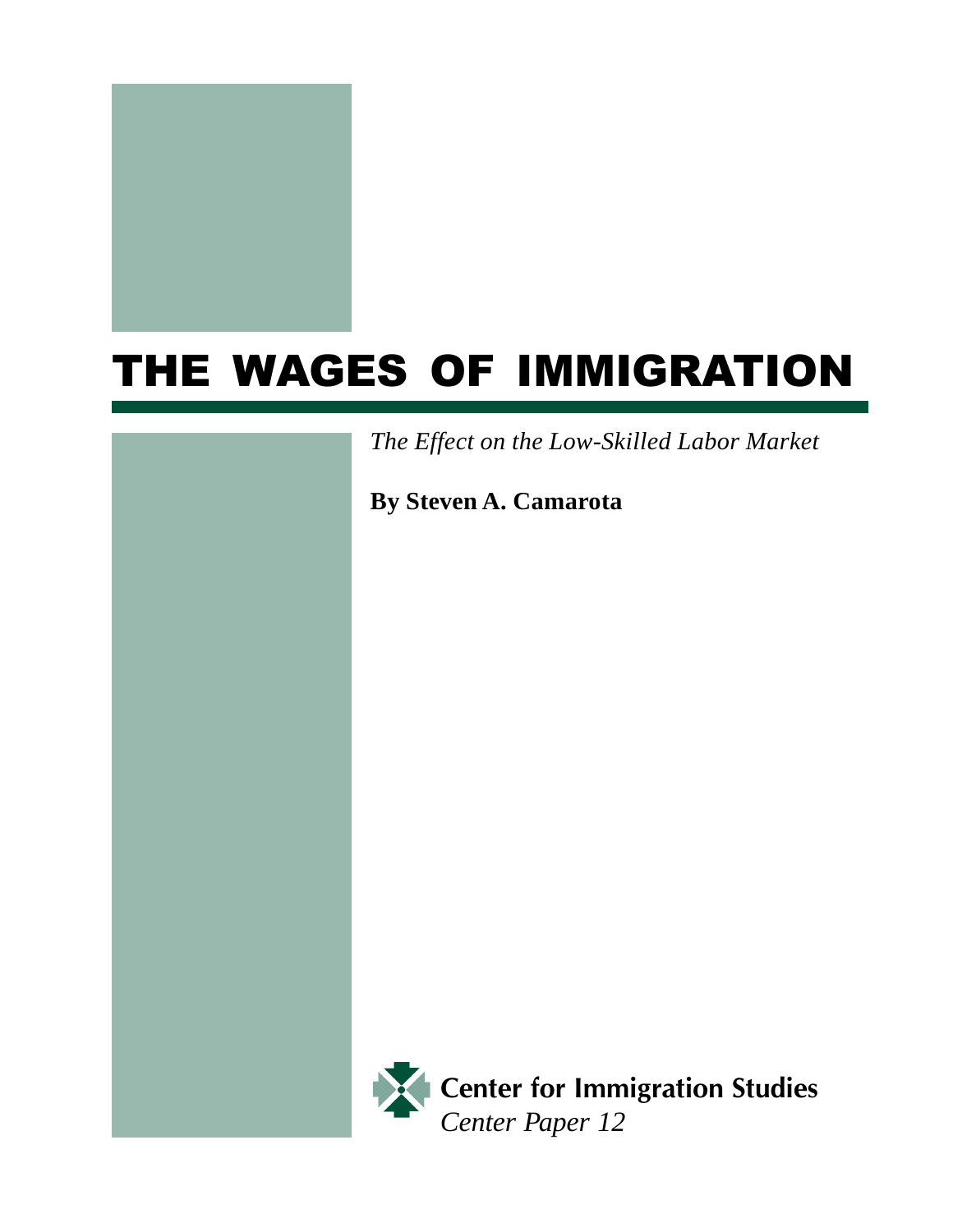# THE WAGES OF IMMIGRATION

*The Effect on the Low-Skilled Labor Market*

**By Steven A. Camarota**

**Center for Immigration Studies**

*Center Paper 12*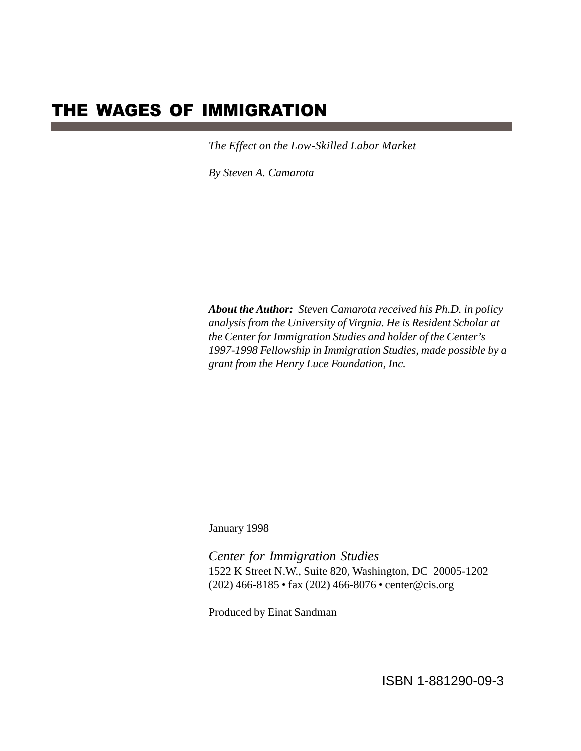# THE WAGES OF IMMIGRATION

*The Effect on the Low-Skilled Labor Market*

*By Steven A. Camarota*

***About the Author:*** *Steven Camarota received his Ph.D. in policy analysis from the University of Virgnia. He is Resident Scholar at the Center for Immigration Studies and holder of the Center's 1997-1998 Fellowship in Immigration Studies, made possible by a grant from the Henry Luce Foundation, Inc.*

January 1998

*Center for Immigration Studies*
1522 K Street N.W., Suite 820, Washington, DC 20005-1202
(202) 466-8185 • fax (202) 466-8076 • center@cis.org

Produced by Einat Sandman

ISBN 1-881290-09-3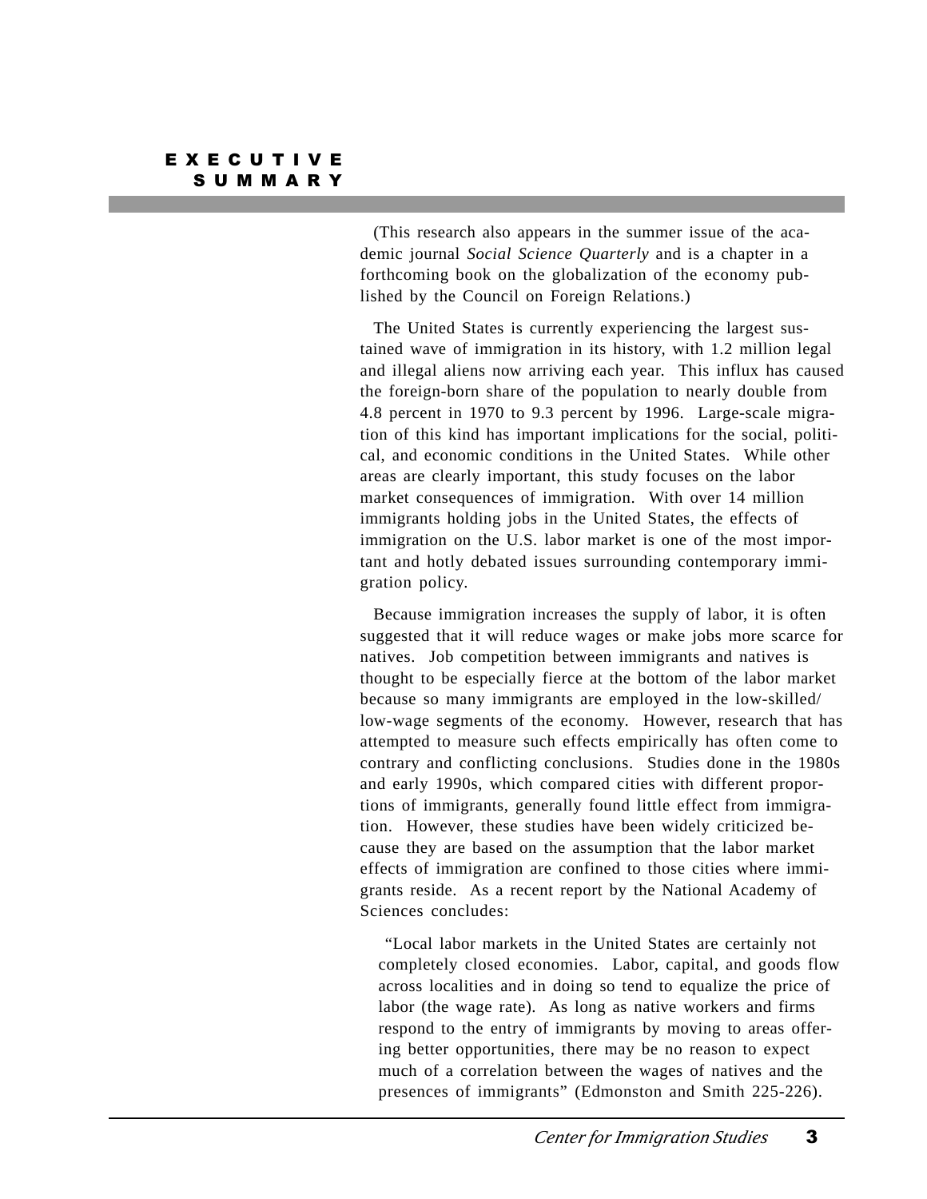# EXECUTIVE SUMMARY

(This research also appears in the summer issue of the academic journal *Social Science Quarterly* and is a chapter in a forthcoming book on the globalization of the economy published by the Council on Foreign Relations.)

The United States is currently experiencing the largest sustained wave of immigration in its history, with 1.2 million legal and illegal aliens now arriving each year. This influx has caused the foreign-born share of the population to nearly double from 4.8 percent in 1970 to 9.3 percent by 1996. Large-scale migration of this kind has important implications for the social, political, and economic conditions in the United States. While other areas are clearly important, this study focuses on the labor market consequences of immigration. With over 14 million immigrants holding jobs in the United States, the effects of immigration on the U.S. labor market is one of the most important and hotly debated issues surrounding contemporary immigration policy.

Because immigration increases the supply of labor, it is often suggested that it will reduce wages or make jobs more scarce for natives. Job competition between immigrants and natives is thought to be especially fierce at the bottom of the labor market because so many immigrants are employed in the low-skilled/low-wage segments of the economy. However, research that has attempted to measure such effects empirically has often come to contrary and conflicting conclusions. Studies done in the 1980s and early 1990s, which compared cities with different proportions of immigrants, generally found little effect from immigration. However, these studies have been widely criticized because they are based on the assumption that the labor market effects of immigration are confined to those cities where immigrants reside. As a recent report by the National Academy of Sciences concludes:

> "Local labor markets in the United States are certainly not completely closed economies. Labor, capital, and goods flow across localities and in doing so tend to equalize the price of labor (the wage rate). As long as native workers and firms respond to the entry of immigrants by moving to areas offering better opportunities, there may be no reason to expect much of a correlation between the wages of natives and the presences of immigrants" (Edmonston and Smith 225-226).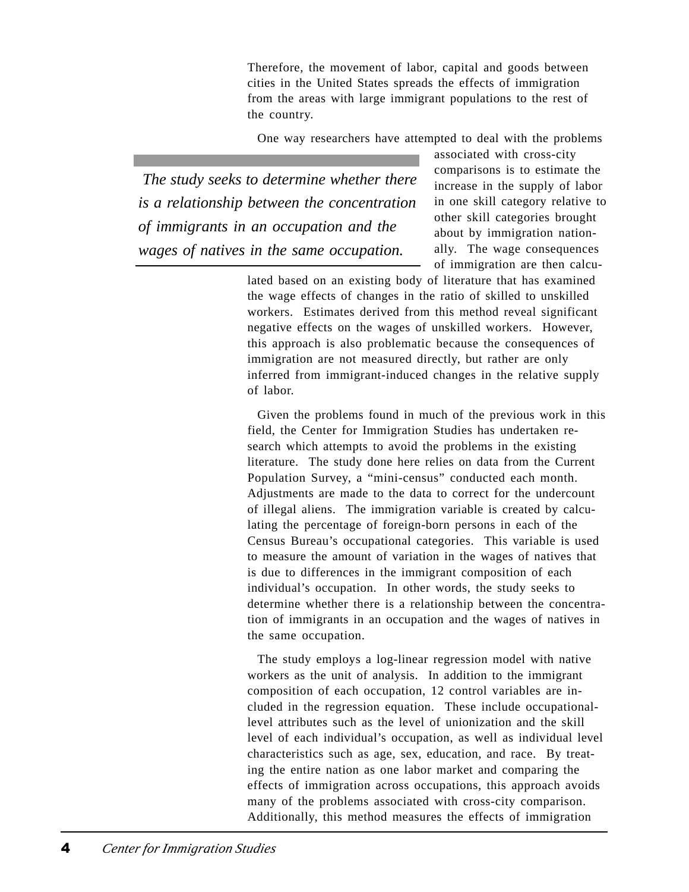Therefore, the movement of labor, capital and goods between cities in the United States spreads the effects of immigration from the areas with large immigrant populations to the rest of the country.

One way researchers have attempted to deal with the problems associated with cross-city comparisons is to estimate the increase in the supply of labor in one skill category relative to other skill categories brought about by immigration nationally. The wage consequences of immigration are then calculated based on an existing body of literature that has examined the wage effects of changes in the ratio of skilled to unskilled workers. Estimates derived from this method reveal significant negative effects on the wages of unskilled workers. However, this approach is also problematic because the consequences of immigration are not measured directly, but rather are only inferred from immigrant-induced changes in the relative supply of labor.

*The study seeks to determine whether there is a relationship between the concentration of immigrants in an occupation and the wages of natives in the same occupation.*

Given the problems found in much of the previous work in this field, the Center for Immigration Studies has undertaken research which attempts to avoid the problems in the existing literature. The study done here relies on data from the Current Population Survey, a "mini-census" conducted each month. Adjustments are made to the data to correct for the undercount of illegal aliens. The immigration variable is created by calculating the percentage of foreign-born persons in each of the Census Bureau's occupational categories. This variable is used to measure the amount of variation in the wages of natives that is due to differences in the immigrant composition of each individual's occupation. In other words, the study seeks to determine whether there is a relationship between the concentration of immigrants in an occupation and the wages of natives in the same occupation.

The study employs a log-linear regression model with native workers as the unit of analysis. In addition to the immigrant composition of each occupation, 12 control variables are included in the regression equation. These include occupational-level attributes such as the level of unionization and the skill level of each individual's occupation, as well as individual level characteristics such as age, sex, education, and race. By treating the entire nation as one labor market and comparing the effects of immigration across occupations, this approach avoids many of the problems associated with cross-city comparison. Additionally, this method measures the effects of immigration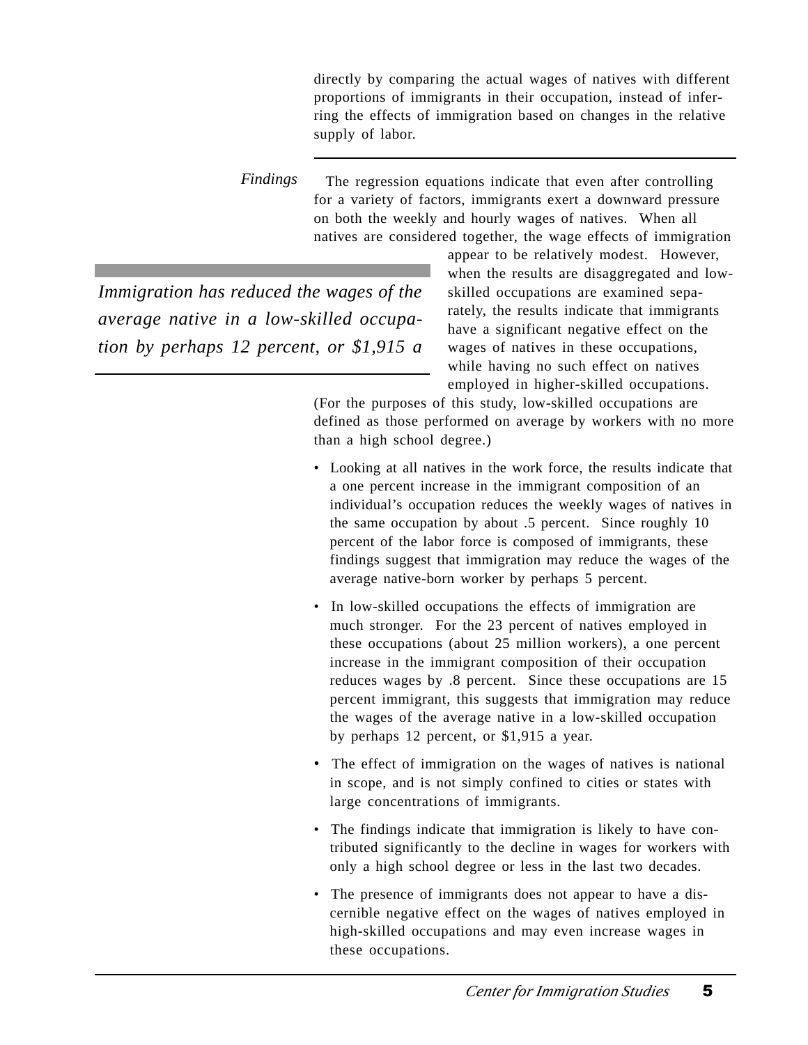directly by comparing the actual wages of natives with different proportions of immigrants in their occupation, instead of inferring the effects of immigration based on changes in the relative supply of labor.

*Findings*

The regression equations indicate that even after controlling for a variety of factors, immigrants exert a downward pressure on both the weekly and hourly wages of natives. When all natives are considered together, the wage effects of immigration appear to be relatively modest. However, when the results are disaggregated and low-skilled occupations are examined separately, the results indicate that immigrants have a significant negative effect on the wages of natives in these occupations, while having no such effect on natives employed in higher-skilled occupations. (For the purposes of this study, low-skilled occupations are defined as those performed on average by workers with no more than a high school degree.)

*Immigration has reduced the wages of the average native in a low-skilled occupation by perhaps 12 percent, or $1,915 a*

- Looking at all natives in the work force, the results indicate that a one percent increase in the immigrant composition of an individual's occupation reduces the weekly wages of natives in the same occupation by about .5 percent. Since roughly 10 percent of the labor force is composed of immigrants, these findings suggest that immigration may reduce the wages of the average native-born worker by perhaps 5 percent.
- In low-skilled occupations the effects of immigration are much stronger. For the 23 percent of natives employed in these occupations (about 25 million workers), a one percent increase in the immigrant composition of their occupation reduces wages by .8 percent. Since these occupations are 15 percent immigrant, this suggests that immigration may reduce the wages of the average native in a low-skilled occupation by perhaps 12 percent, or $1,915 a year.
- The effect of immigration on the wages of natives is national in scope, and is not simply confined to cities or states with large concentrations of immigrants.
- The findings indicate that immigration is likely to have contributed significantly to the decline in wages for workers with only a high school degree or less in the last two decades.
- The presence of immigrants does not appear to have a discernible negative effect on the wages of natives employed in high-skilled occupations and may even increase wages in these occupations.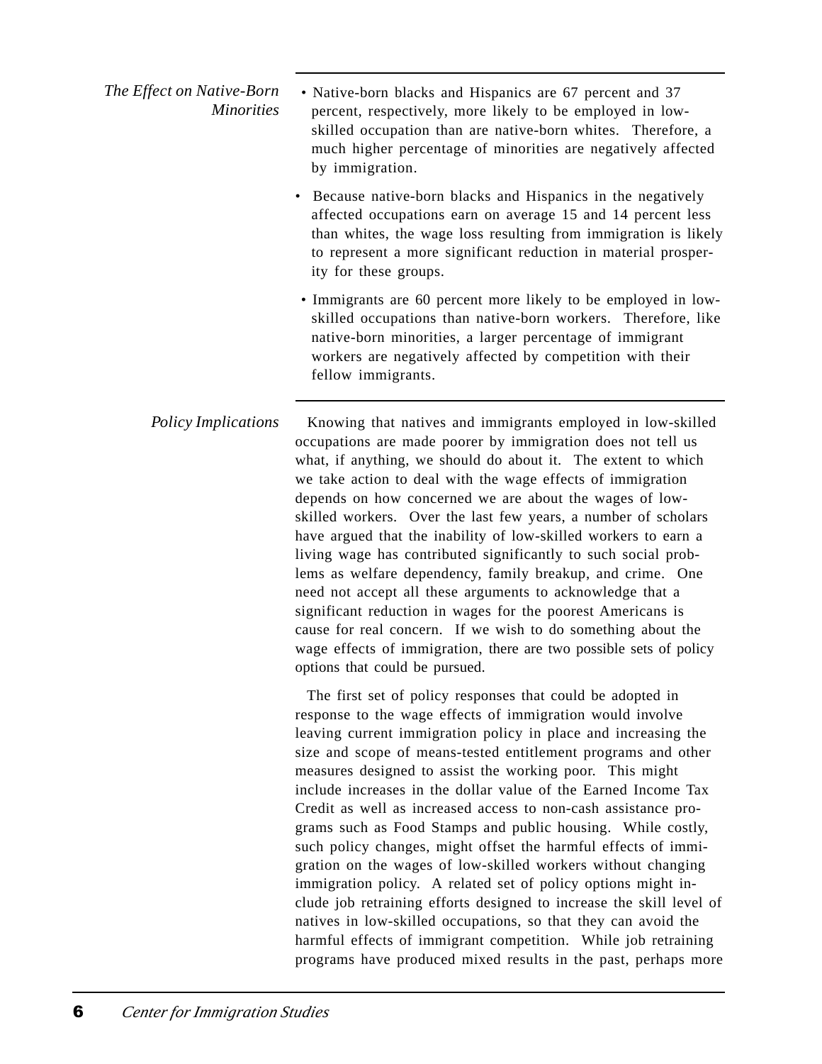*The Effect on Native-Born Minorities*

- Native-born blacks and Hispanics are 67 percent and 37 percent, respectively, more likely to be employed in low-skilled occupation than are native-born whites. Therefore, a much higher percentage of minorities are negatively affected by immigration.
- Because native-born blacks and Hispanics in the negatively affected occupations earn on average 15 and 14 percent less than whites, the wage loss resulting from immigration is likely to represent a more significant reduction in material prosperity for these groups.
- Immigrants are 60 percent more likely to be employed in low-skilled occupations than native-born workers. Therefore, like native-born minorities, a larger percentage of immigrant workers are negatively affected by competition with their fellow immigrants.

*Policy Implications*

Knowing that natives and immigrants employed in low-skilled occupations are made poorer by immigration does not tell us what, if anything, we should do about it. The extent to which we take action to deal with the wage effects of immigration depends on how concerned we are about the wages of low-skilled workers. Over the last few years, a number of scholars have argued that the inability of low-skilled workers to earn a living wage has contributed significantly to such social problems as welfare dependency, family breakup, and crime. One need not accept all these arguments to acknowledge that a significant reduction in wages for the poorest Americans is cause for real concern. If we wish to do something about the wage effects of immigration, there are two possible sets of policy options that could be pursued.

The first set of policy responses that could be adopted in response to the wage effects of immigration would involve leaving current immigration policy in place and increasing the size and scope of means-tested entitlement programs and other measures designed to assist the working poor. This might include increases in the dollar value of the Earned Income Tax Credit as well as increased access to non-cash assistance programs such as Food Stamps and public housing. While costly, such policy changes, might offset the harmful effects of immigration on the wages of low-skilled workers without changing immigration policy. A related set of policy options might include job retraining efforts designed to increase the skill level of natives in low-skilled occupations, so that they can avoid the harmful effects of immigrant competition. While job retraining programs have produced mixed results in the past, perhaps more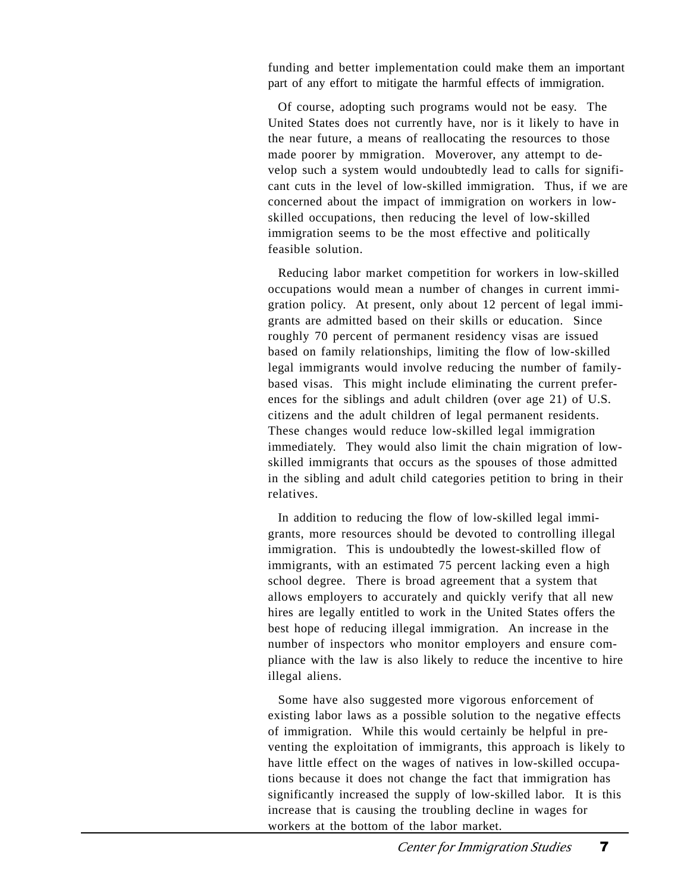funding and better implementation could make them an important part of any effort to mitigate the harmful effects of immigration.

Of course, adopting such programs would not be easy. The United States does not currently have, nor is it likely to have in the near future, a means of reallocating the resources to those made poorer by mmigration. Moverover, any attempt to develop such a system would undoubtedly lead to calls for significant cuts in the level of low-skilled immigration. Thus, if we are concerned about the impact of immigration on workers in low-skilled occupations, then reducing the level of low-skilled immigration seems to be the most effective and politically feasible solution.

Reducing labor market competition for workers in low-skilled occupations would mean a number of changes in current immigration policy. At present, only about 12 percent of legal immigrants are admitted based on their skills or education. Since roughly 70 percent of permanent residency visas are issued based on family relationships, limiting the flow of low-skilled legal immigrants would involve reducing the number of family-based visas. This might include eliminating the current preferences for the siblings and adult children (over age 21) of U.S. citizens and the adult children of legal permanent residents. These changes would reduce low-skilled legal immigration immediately. They would also limit the chain migration of low-skilled immigrants that occurs as the spouses of those admitted in the sibling and adult child categories petition to bring in their relatives.

In addition to reducing the flow of low-skilled legal immigrants, more resources should be devoted to controlling illegal immigration. This is undoubtedly the lowest-skilled flow of immigrants, with an estimated 75 percent lacking even a high school degree. There is broad agreement that a system that allows employers to accurately and quickly verify that all new hires are legally entitled to work in the United States offers the best hope of reducing illegal immigration. An increase in the number of inspectors who monitor employers and ensure compliance with the law is also likely to reduce the incentive to hire illegal aliens.

Some have also suggested more vigorous enforcement of existing labor laws as a possible solution to the negative effects of immigration. While this would certainly be helpful in preventing the exploitation of immigrants, this approach is likely to have little effect on the wages of natives in low-skilled occupations because it does not change the fact that immigration has significantly increased the supply of low-skilled labor. It is this increase that is causing the troubling decline in wages for workers at the bottom of the labor market.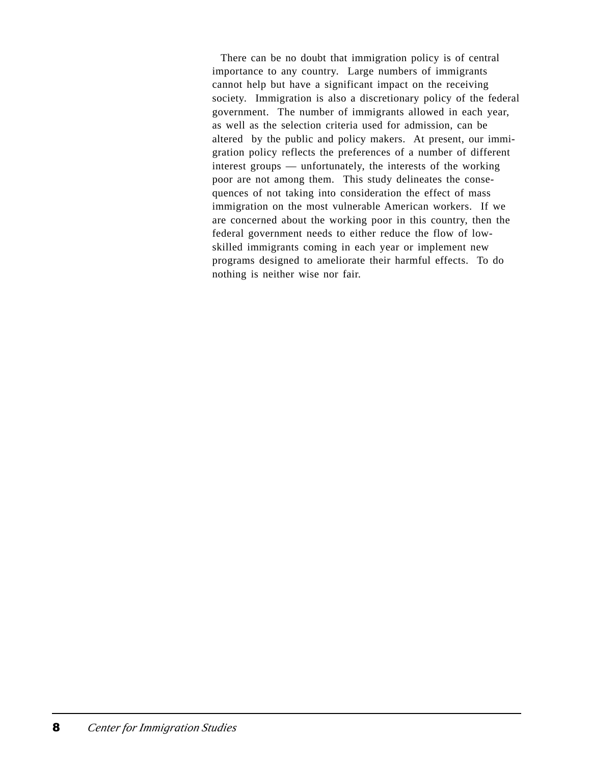There can be no doubt that immigration policy is of central importance to any country. Large numbers of immigrants cannot help but have a significant impact on the receiving society. Immigration is also a discretionary policy of the federal government. The number of immigrants allowed in each year, as well as the selection criteria used for admission, can be altered by the public and policy makers. At present, our immigration policy reflects the preferences of a number of different interest groups — unfortunately, the interests of the working poor are not among them. This study delineates the consequences of not taking into consideration the effect of mass immigration on the most vulnerable American workers. If we are concerned about the working poor in this country, then the federal government needs to either reduce the flow of low-skilled immigrants coming in each year or implement new programs designed to ameliorate their harmful effects. To do nothing is neither wise nor fair.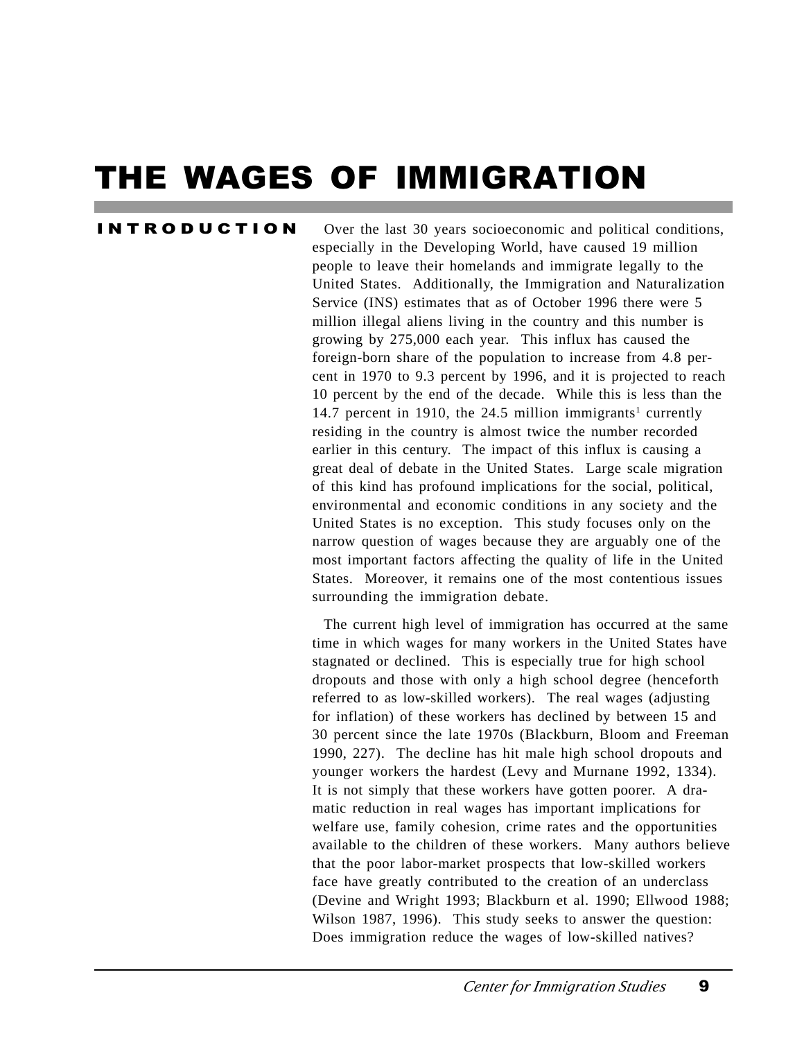# THE WAGES OF IMMIGRATION

## INTRODUCTION

Over the last 30 years socioeconomic and political conditions, especially in the Developing World, have caused 19 million people to leave their homelands and immigrate legally to the United States. Additionally, the Immigration and Naturalization Service (INS) estimates that as of October 1996 there were 5 million illegal aliens living in the country and this number is growing by 275,000 each year. This influx has caused the foreign-born share of the population to increase from 4.8 percent in 1970 to 9.3 percent by 1996, and it is projected to reach 10 percent by the end of the decade. While this is less than the 14.7 percent in 1910, the 24.5 million immigrants[1] currently residing in the country is almost twice the number recorded earlier in this century. The impact of this influx is causing a great deal of debate in the United States. Large scale migration of this kind has profound implications for the social, political, environmental and economic conditions in any society and the United States is no exception. This study focuses only on the narrow question of wages because they are arguably one of the most important factors affecting the quality of life in the United States. Moreover, it remains one of the most contentious issues surrounding the immigration debate.

The current high level of immigration has occurred at the same time in which wages for many workers in the United States have stagnated or declined. This is especially true for high school dropouts and those with only a high school degree (henceforth referred to as low-skilled workers). The real wages (adjusting for inflation) of these workers has declined by between 15 and 30 percent since the late 1970s (Blackburn, Bloom and Freeman 1990, 227). The decline has hit male high school dropouts and younger workers the hardest (Levy and Murnane 1992, 1334). It is not simply that these workers have gotten poorer. A dramatic reduction in real wages has important implications for welfare use, family cohesion, crime rates and the opportunities available to the children of these workers. Many authors believe that the poor labor-market prospects that low-skilled workers face have greatly contributed to the creation of an underclass (Devine and Wright 1993; Blackburn et al. 1990; Ellwood 1988; Wilson 1987, 1996). This study seeks to answer the question: Does immigration reduce the wages of low-skilled natives?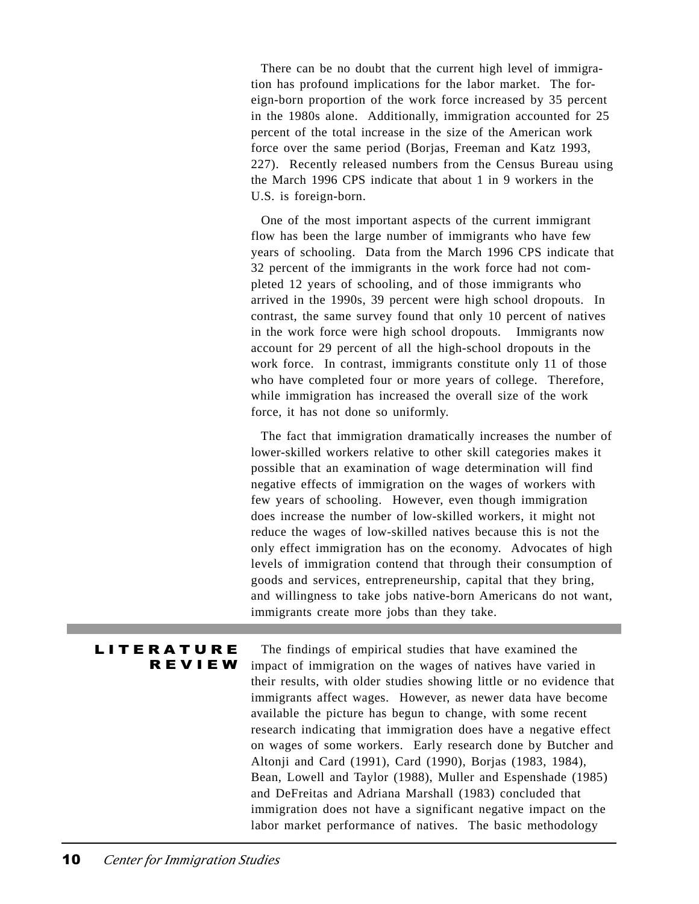There can be no doubt that the current high level of immigration has profound implications for the labor market. The foreign-born proportion of the work force increased by 35 percent in the 1980s alone. Additionally, immigration accounted for 25 percent of the total increase in the size of the American work force over the same period (Borjas, Freeman and Katz 1993, 227). Recently released numbers from the Census Bureau using the March 1996 CPS indicate that about 1 in 9 workers in the U.S. is foreign-born.

One of the most important aspects of the current immigrant flow has been the large number of immigrants who have few years of schooling. Data from the March 1996 CPS indicate that 32 percent of the immigrants in the work force had not completed 12 years of schooling, and of those immigrants who arrived in the 1990s, 39 percent were high school dropouts. In contrast, the same survey found that only 10 percent of natives in the work force were high school dropouts. Immigrants now account for 29 percent of all the high-school dropouts in the work force. In contrast, immigrants constitute only 11 of those who have completed four or more years of college. Therefore, while immigration has increased the overall size of the work force, it has not done so uniformly.

The fact that immigration dramatically increases the number of lower-skilled workers relative to other skill categories makes it possible that an examination of wage determination will find negative effects of immigration on the wages of workers with few years of schooling. However, even though immigration does increase the number of low-skilled workers, it might not reduce the wages of low-skilled natives because this is not the only effect immigration has on the economy. Advocates of high levels of immigration contend that through their consumption of goods and services, entrepreneurship, capital that they bring, and willingness to take jobs native-born Americans do not want, immigrants create more jobs than they take.

## LITERATURE REVIEW

The findings of empirical studies that have examined the impact of immigration on the wages of natives have varied in their results, with older studies showing little or no evidence that immigrants affect wages. However, as newer data have become available the picture has begun to change, with some recent research indicating that immigration does have a negative effect on wages of some workers. Early research done by Butcher and Altonji and Card (1991), Card (1990), Borjas (1983, 1984), Bean, Lowell and Taylor (1988), Muller and Espenshade (1985) and DeFreitas and Adriana Marshall (1983) concluded that immigration does not have a significant negative impact on the labor market performance of natives. The basic methodology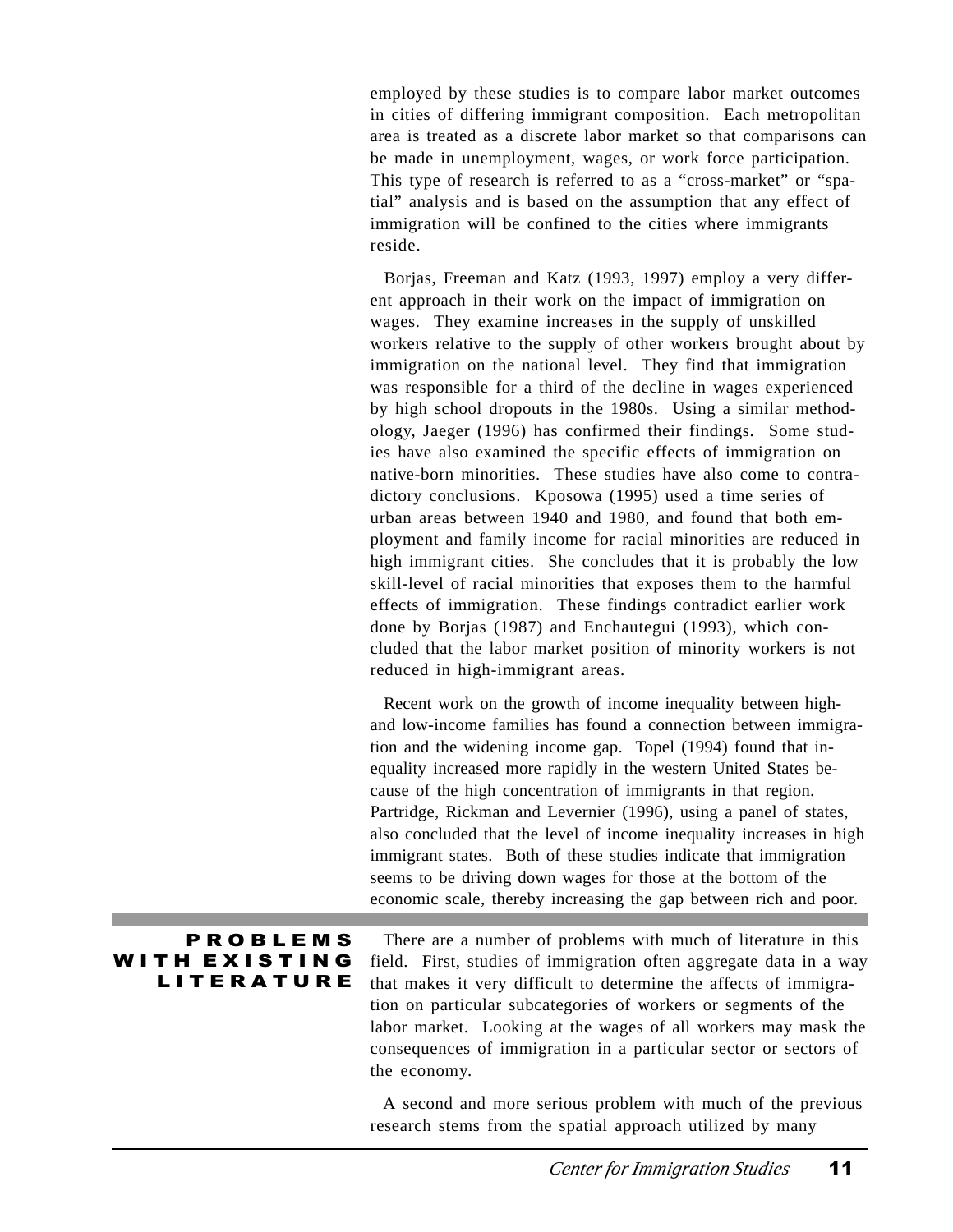employed by these studies is to compare labor market outcomes in cities of differing immigrant composition. Each metropolitan area is treated as a discrete labor market so that comparisons can be made in unemployment, wages, or work force participation. This type of research is referred to as a "cross-market" or "spatial" analysis and is based on the assumption that any effect of immigration will be confined to the cities where immigrants reside.

Borjas, Freeman and Katz (1993, 1997) employ a very different approach in their work on the impact of immigration on wages. They examine increases in the supply of unskilled workers relative to the supply of other workers brought about by immigration on the national level. They find that immigration was responsible for a third of the decline in wages experienced by high school dropouts in the 1980s. Using a similar methodology, Jaeger (1996) has confirmed their findings. Some studies have also examined the specific effects of immigration on native-born minorities. These studies have also come to contradictory conclusions. Kposowa (1995) used a time series of urban areas between 1940 and 1980, and found that both employment and family income for racial minorities are reduced in high immigrant cities. She concludes that it is probably the low skill-level of racial minorities that exposes them to the harmful effects of immigration. These findings contradict earlier work done by Borjas (1987) and Enchautegui (1993), which concluded that the labor market position of minority workers is not reduced in high-immigrant areas.

Recent work on the growth of income inequality between high- and low-income families has found a connection between immigration and the widening income gap. Topel (1994) found that inequality increased more rapidly in the western United States because of the high concentration of immigrants in that region. Partridge, Rickman and Levernier (1996), using a panel of states, also concluded that the level of income inequality increases in high immigrant states. Both of these studies indicate that immigration seems to be driving down wages for those at the bottom of the economic scale, thereby increasing the gap between rich and poor.

## PROBLEMS WITH EXISTING LITERATURE

There are a number of problems with much of literature in this field. First, studies of immigration often aggregate data in a way that makes it very difficult to determine the affects of immigration on particular subcategories of workers or segments of the labor market. Looking at the wages of all workers may mask the consequences of immigration in a particular sector or sectors of the economy.

A second and more serious problem with much of the previous research stems from the spatial approach utilized by many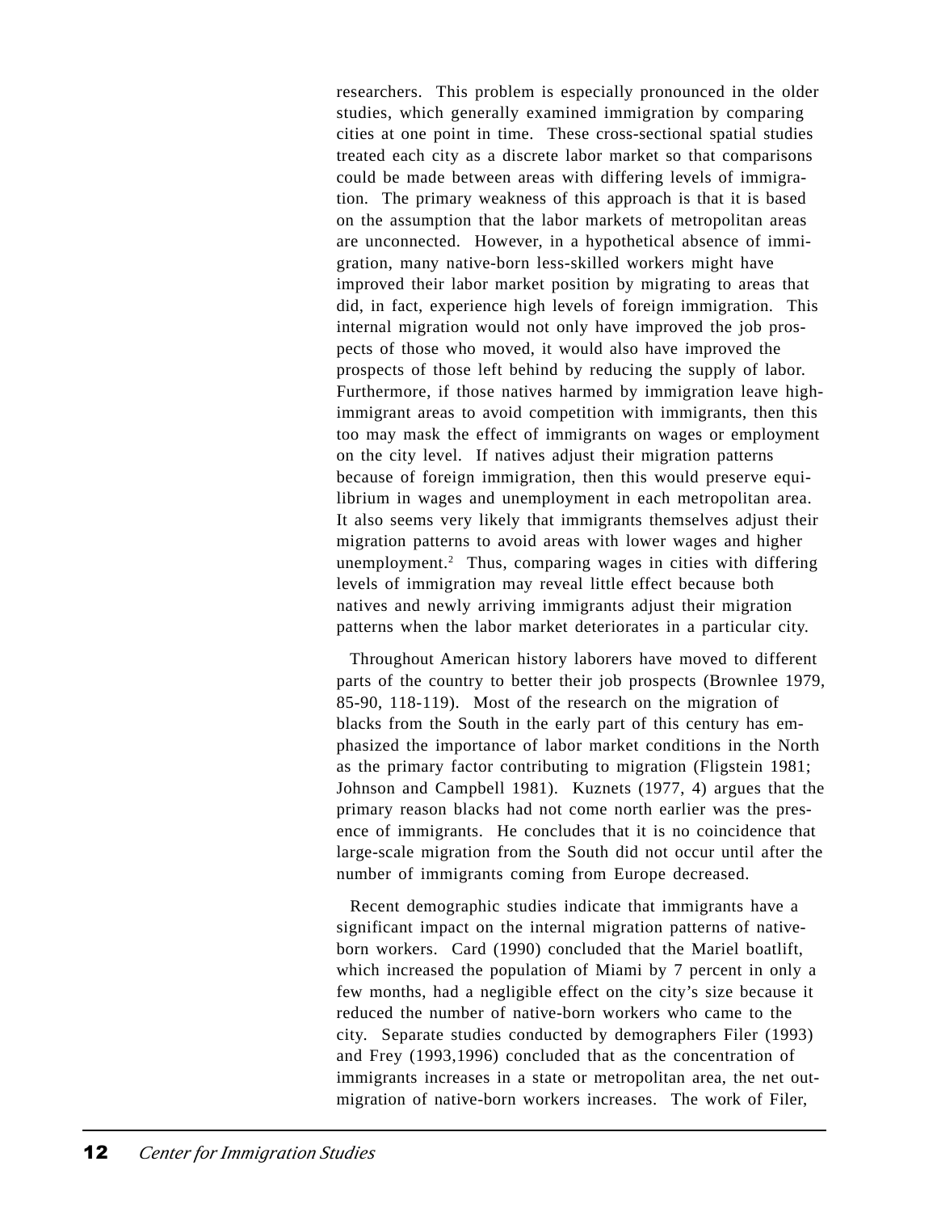researchers. This problem is especially pronounced in the older studies, which generally examined immigration by comparing cities at one point in time. These cross-sectional spatial studies treated each city as a discrete labor market so that comparisons could be made between areas with differing levels of immigration. The primary weakness of this approach is that it is based on the assumption that the labor markets of metropolitan areas are unconnected. However, in a hypothetical absence of immigration, many native-born less-skilled workers might have improved their labor market position by migrating to areas that did, in fact, experience high levels of foreign immigration. This internal migration would not only have improved the job prospects of those who moved, it would also have improved the prospects of those left behind by reducing the supply of labor. Furthermore, if those natives harmed by immigration leave high-immigrant areas to avoid competition with immigrants, then this too may mask the effect of immigrants on wages or employment on the city level. If natives adjust their migration patterns because of foreign immigration, then this would preserve equilibrium in wages and unemployment in each metropolitan area. It also seems very likely that immigrants themselves adjust their migration patterns to avoid areas with lower wages and higher unemployment.[2] Thus, comparing wages in cities with differing levels of immigration may reveal little effect because both natives and newly arriving immigrants adjust their migration patterns when the labor market deteriorates in a particular city.

Throughout American history laborers have moved to different parts of the country to better their job prospects (Brownlee 1979, 85-90, 118-119). Most of the research on the migration of blacks from the South in the early part of this century has emphasized the importance of labor market conditions in the North as the primary factor contributing to migration (Fligstein 1981; Johnson and Campbell 1981). Kuznets (1977, 4) argues that the primary reason blacks had not come north earlier was the presence of immigrants. He concludes that it is no coincidence that large-scale migration from the South did not occur until after the number of immigrants coming from Europe decreased.

Recent demographic studies indicate that immigrants have a significant impact on the internal migration patterns of native-born workers. Card (1990) concluded that the Mariel boatlift, which increased the population of Miami by 7 percent in only a few months, had a negligible effect on the city's size because it reduced the number of native-born workers who came to the city. Separate studies conducted by demographers Filer (1993) and Frey (1993,1996) concluded that as the concentration of immigrants increases in a state or metropolitan area, the net out-migration of native-born workers increases. The work of Filer,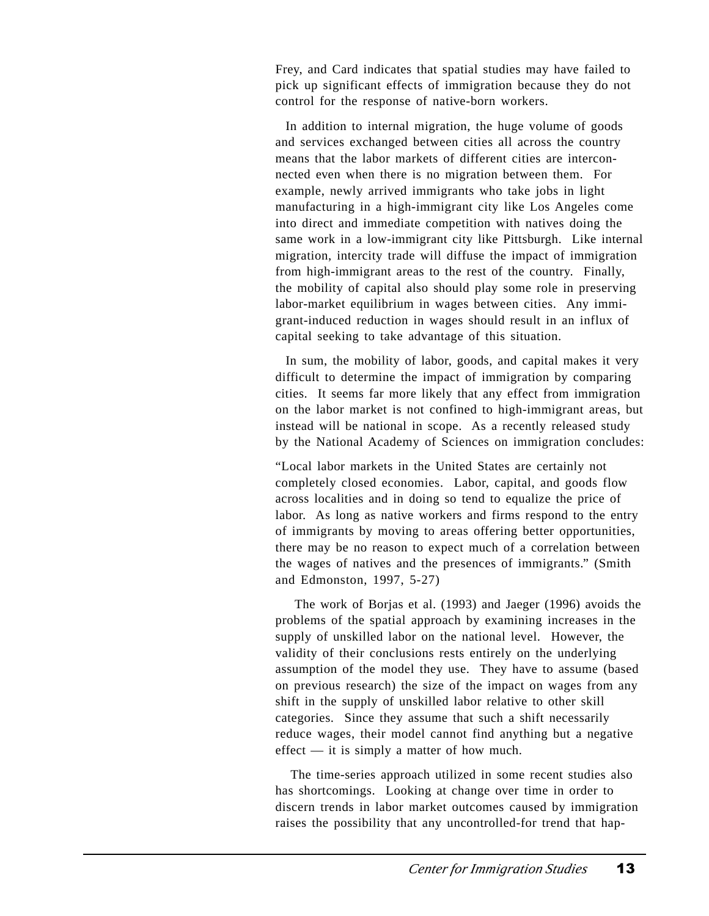Frey, and Card indicates that spatial studies may have failed to pick up significant effects of immigration because they do not control for the response of native-born workers.

In addition to internal migration, the huge volume of goods and services exchanged between cities all across the country means that the labor markets of different cities are interconnected even when there is no migration between them. For example, newly arrived immigrants who take jobs in light manufacturing in a high-immigrant city like Los Angeles come into direct and immediate competition with natives doing the same work in a low-immigrant city like Pittsburgh. Like internal migration, intercity trade will diffuse the impact of immigration from high-immigrant areas to the rest of the country. Finally, the mobility of capital also should play some role in preserving labor-market equilibrium in wages between cities. Any immigrant-induced reduction in wages should result in an influx of capital seeking to take advantage of this situation.

In sum, the mobility of labor, goods, and capital makes it very difficult to determine the impact of immigration by comparing cities. It seems far more likely that any effect from immigration on the labor market is not confined to high-immigrant areas, but instead will be national in scope. As a recently released study by the National Academy of Sciences on immigration concludes:

"Local labor markets in the United States are certainly not completely closed economies. Labor, capital, and goods flow across localities and in doing so tend to equalize the price of labor. As long as native workers and firms respond to the entry of immigrants by moving to areas offering better opportunities, there may be no reason to expect much of a correlation between the wages of natives and the presences of immigrants." (Smith and Edmonston, 1997, 5-27)

The work of Borjas et al. (1993) and Jaeger (1996) avoids the problems of the spatial approach by examining increases in the supply of unskilled labor on the national level. However, the validity of their conclusions rests entirely on the underlying assumption of the model they use. They have to assume (based on previous research) the size of the impact on wages from any shift in the supply of unskilled labor relative to other skill categories. Since they assume that such a shift necessarily reduce wages, their model cannot find anything but a negative effect — it is simply a matter of how much.

The time-series approach utilized in some recent studies also has shortcomings. Looking at change over time in order to discern trends in labor market outcomes caused by immigration raises the possibility that any uncontrolled-for trend that hap-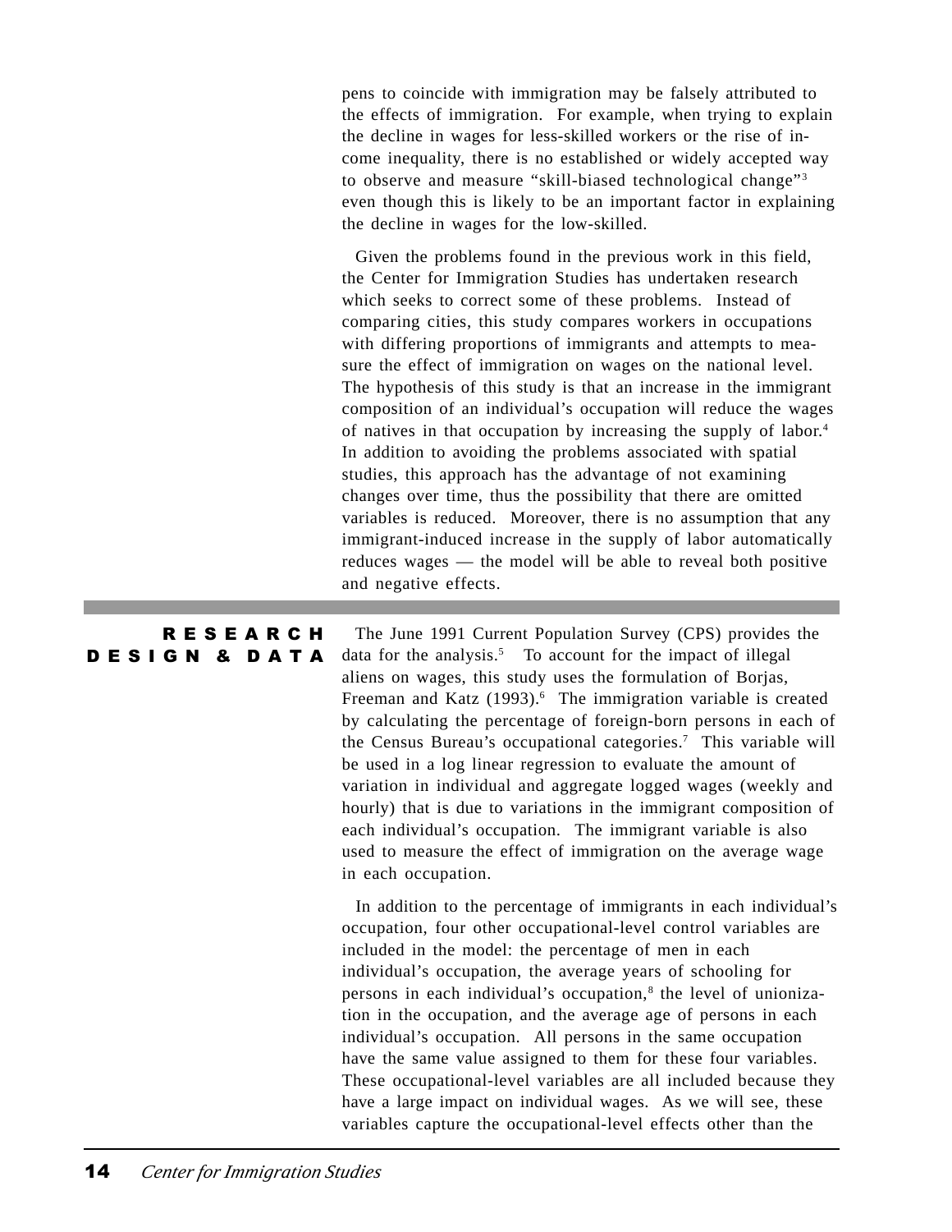pens to coincide with immigration may be falsely attributed to the effects of immigration. For example, when trying to explain the decline in wages for less-skilled workers or the rise of income inequality, there is no established or widely accepted way to observe and measure "skill-biased technological change"[3] even though this is likely to be an important factor in explaining the decline in wages for the low-skilled.

Given the problems found in the previous work in this field, the Center for Immigration Studies has undertaken research which seeks to correct some of these problems. Instead of comparing cities, this study compares workers in occupations with differing proportions of immigrants and attempts to measure the effect of immigration on wages on the national level. The hypothesis of this study is that an increase in the immigrant composition of an individual's occupation will reduce the wages of natives in that occupation by increasing the supply of labor.[4] In addition to avoiding the problems associated with spatial studies, this approach has the advantage of not examining changes over time, thus the possibility that there are omitted variables is reduced. Moreover, there is no assumption that any immigrant-induced increase in the supply of labor automatically reduces wages — the model will be able to reveal both positive and negative effects.

## RESEARCH DESIGN & DATA

The June 1991 Current Population Survey (CPS) provides the data for the analysis.[5] To account for the impact of illegal aliens on wages, this study uses the formulation of Borjas, Freeman and Katz (1993).[6] The immigration variable is created by calculating the percentage of foreign-born persons in each of the Census Bureau's occupational categories.[7] This variable will be used in a log linear regression to evaluate the amount of variation in individual and aggregate logged wages (weekly and hourly) that is due to variations in the immigrant composition of each individual's occupation. The immigrant variable is also used to measure the effect of immigration on the average wage in each occupation.

In addition to the percentage of immigrants in each individual's occupation, four other occupational-level control variables are included in the model: the percentage of men in each individual's occupation, the average years of schooling for persons in each individual's occupation,[8] the level of unionization in the occupation, and the average age of persons in each individual's occupation. All persons in the same occupation have the same value assigned to them for these four variables. These occupational-level variables are all included because they have a large impact on individual wages. As we will see, these variables capture the occupational-level effects other than the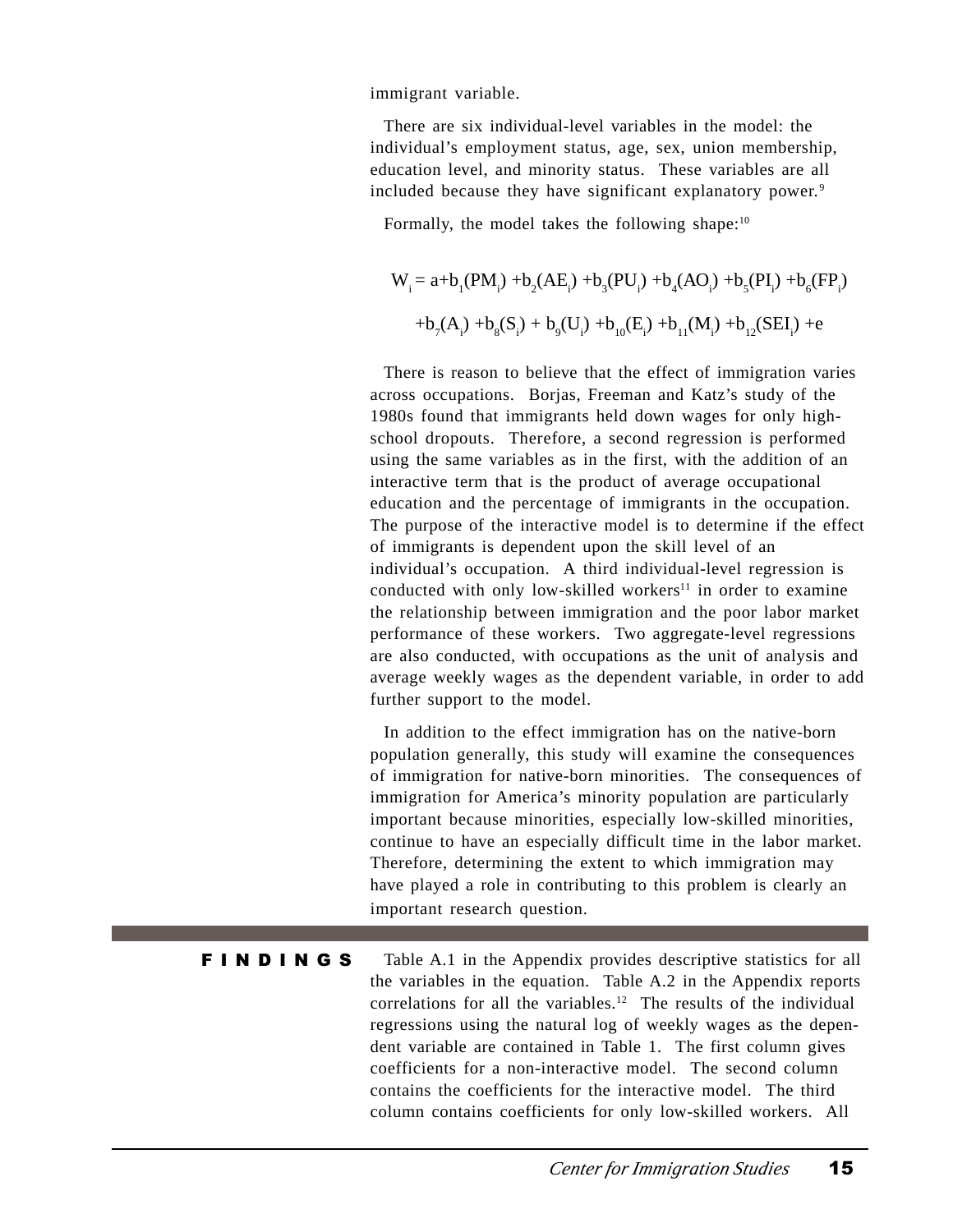immigrant variable.

There are six individual-level variables in the model: the individual's employment status, age, sex, union membership, education level, and minority status. These variables are all included because they have significant explanatory power.[9]

Formally, the model takes the following shape:[10]

$$W_i = a+b_1(PM_i) +b_2(AE_i) +b_3(PU_i) +b_4(AO_i) +b_5(PI_i) +b_6(FP_i)$$

$$+b_7(A_i) +b_8(S_i) + b_9(U_i) +b_{10}(E_i) +b_{11}(M_i) +b_{12}(SEI_i) +e$$

There is reason to believe that the effect of immigration varies across occupations. Borjas, Freeman and Katz's study of the 1980s found that immigrants held down wages for only high-school dropouts. Therefore, a second regression is performed using the same variables as in the first, with the addition of an interactive term that is the product of average occupational education and the percentage of immigrants in the occupation. The purpose of the interactive model is to determine if the effect of immigrants is dependent upon the skill level of an individual's occupation. A third individual-level regression is conducted with only low-skilled workers[11] in order to examine the relationship between immigration and the poor labor market performance of these workers. Two aggregate-level regressions are also conducted, with occupations as the unit of analysis and average weekly wages as the dependent variable, in order to add further support to the model.

In addition to the effect immigration has on the native-born population generally, this study will examine the consequences of immigration for native-born minorities. The consequences of immigration for America's minority population are particularly important because minorities, especially low-skilled minorities, continue to have an especially difficult time in the labor market. Therefore, determining the extent to which immigration may have played a role in contributing to this problem is clearly an important research question.

## FINDINGS

Table A.1 in the Appendix provides descriptive statistics for all the variables in the equation. Table A.2 in the Appendix reports correlations for all the variables.[12] The results of the individual regressions using the natural log of weekly wages as the dependent variable are contained in Table 1. The first column gives coefficients for a non-interactive model. The second column contains the coefficients for the interactive model. The third column contains coefficients for only low-skilled workers. All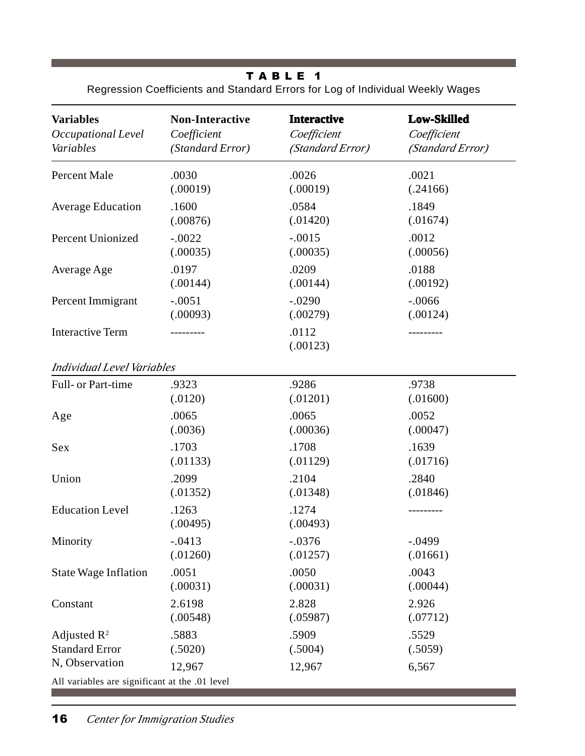**TABLE 1**

Regression Coefficients and Standard Errors for Log of Individual Weekly Wages

| **Variables**<br>*Occupational Level Variables* | **Non-Interactive**<br>*Coefficient (Standard Error)* | **Interactive**<br>*Coefficient (Standard Error)* | **Low-Skilled**<br>*Coefficient (Standard Error)* |
|---|---|---|---|
| Percent Male | .0030<br>(.00019) | .0026<br>(.00019) | .0021<br>(.24166) |
| Average Education | .1600<br>(.00876) | .0584<br>(.01420) | .1849<br>(.01674) |
| Percent Unionized | -.0022<br>(.00035) | -.0015<br>(.00035) | .0012<br>(.00056) |
| Average Age | .0197<br>(.00144) | .0209<br>(.00144) | .0188<br>(.00192) |
| Percent Immigrant | -.0051<br>(.00093) | -.0290<br>(.00279) | -.0066<br>(.00124) |
| Interactive Term | --------- | .0112<br>(.00123) | --------- |
| *Individual Level Variables* | | | |
| Full- or Part-time | .9323<br>(.0120) | .9286<br>(.01201) | .9738<br>(.01600) |
| Age | .0065<br>(.0036) | .0065<br>(.00036) | .0052<br>(.00047) |
| Sex | .1703<br>(.01133) | .1708<br>(.01129) | .1639<br>(.01716) |
| Union | .2099<br>(.01352) | .2104<br>(.01348) | .2840<br>(.01846) |
| Education Level | .1263<br>(.00495) | .1274<br>(.00493) | --------- |
| Minority | -.0413<br>(.01260) | -.0376<br>(.01257) | -.0499<br>(.01661) |
| State Wage Inflation | .0051<br>(.00031) | .0050<br>(.00031) | .0043<br>(.00044) |
| Constant | 2.6198<br>(.00548) | 2.828<br>(.05987) | 2.926<br>(.07712) |
| Adjusted $R^2$<br>Standard Error | .5883<br>(.5020) | .5909<br>(.5004) | .5529<br>(.5059) |
| N, Observation | 12,967 | 12,967 | 6,567 |

All variables are significant at the .01 level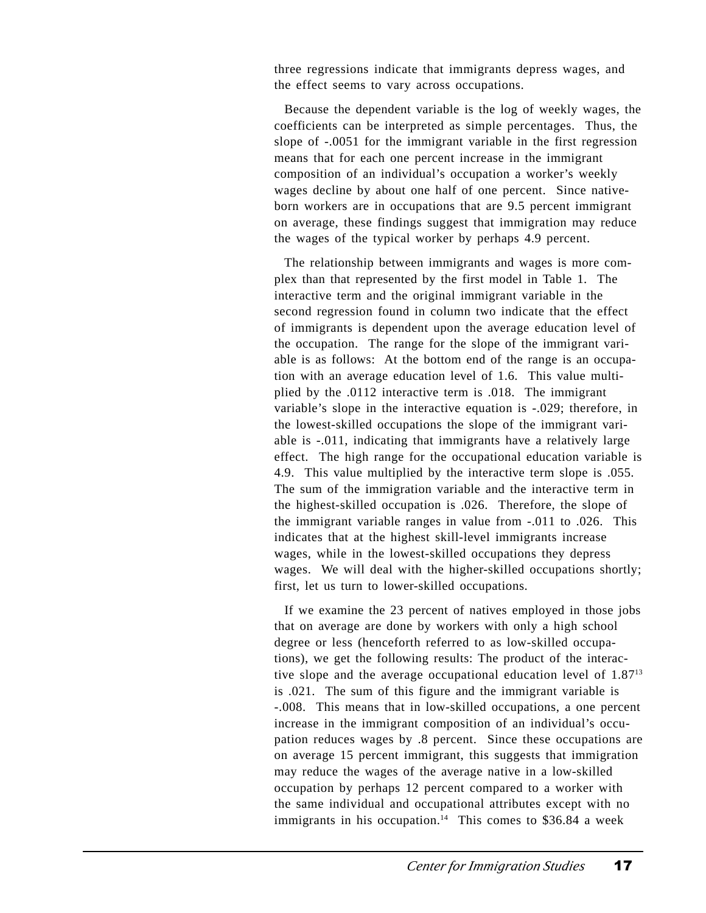three regressions indicate that immigrants depress wages, and the effect seems to vary across occupations.

Because the dependent variable is the log of weekly wages, the coefficients can be interpreted as simple percentages. Thus, the slope of -.0051 for the immigrant variable in the first regression means that for each one percent increase in the immigrant composition of an individual's occupation a worker's weekly wages decline by about one half of one percent. Since native-born workers are in occupations that are 9.5 percent immigrant on average, these findings suggest that immigration may reduce the wages of the typical worker by perhaps 4.9 percent.

The relationship between immigrants and wages is more complex than that represented by the first model in Table 1. The interactive term and the original immigrant variable in the second regression found in column two indicate that the effect of immigrants is dependent upon the average education level of the occupation. The range for the slope of the immigrant variable is as follows: At the bottom end of the range is an occupation with an average education level of 1.6. This value multiplied by the .0112 interactive term is .018. The immigrant variable's slope in the interactive equation is -.029; therefore, in the lowest-skilled occupations the slope of the immigrant variable is -.011, indicating that immigrants have a relatively large effect. The high range for the occupational education variable is 4.9. This value multiplied by the interactive term slope is .055. The sum of the immigration variable and the interactive term in the highest-skilled occupation is .026. Therefore, the slope of the immigrant variable ranges in value from -.011 to .026. This indicates that at the highest skill-level immigrants increase wages, while in the lowest-skilled occupations they depress wages. We will deal with the higher-skilled occupations shortly; first, let us turn to lower-skilled occupations.

If we examine the 23 percent of natives employed in those jobs that on average are done by workers with only a high school degree or less (henceforth referred to as low-skilled occupations), we get the following results: The product of the interactive slope and the average occupational education level of 1.87[13] is .021. The sum of this figure and the immigrant variable is -.008. This means that in low-skilled occupations, a one percent increase in the immigrant composition of an individual's occupation reduces wages by .8 percent. Since these occupations are on average 15 percent immigrant, this suggests that immigration may reduce the wages of the average native in a low-skilled occupation by perhaps 12 percent compared to a worker with the same individual and occupational attributes except with no immigrants in his occupation.[14] This comes to $36.84 a week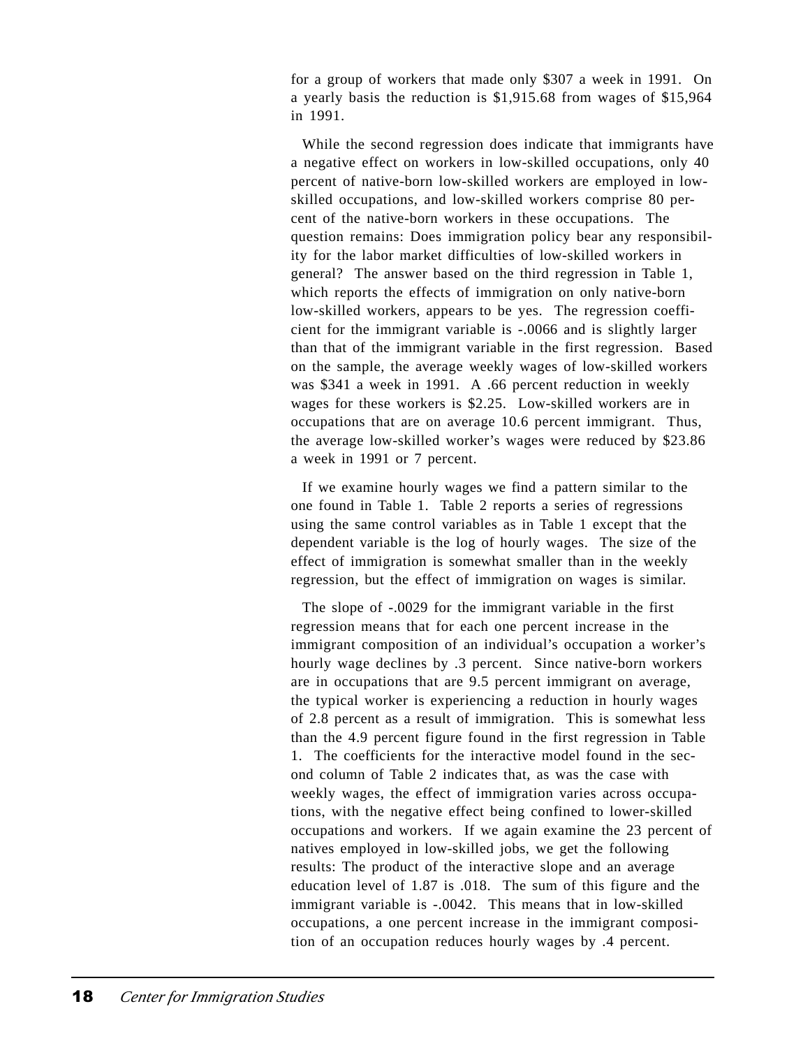for a group of workers that made only $307 a week in 1991. On a yearly basis the reduction is $1,915.68 from wages of $15,964 in 1991.

While the second regression does indicate that immigrants have a negative effect on workers in low-skilled occupations, only 40 percent of native-born low-skilled workers are employed in low-skilled occupations, and low-skilled workers comprise 80 percent of the native-born workers in these occupations. The question remains: Does immigration policy bear any responsibility for the labor market difficulties of low-skilled workers in general? The answer based on the third regression in Table 1, which reports the effects of immigration on only native-born low-skilled workers, appears to be yes. The regression coefficient for the immigrant variable is -.0066 and is slightly larger than that of the immigrant variable in the first regression. Based on the sample, the average weekly wages of low-skilled workers was $341 a week in 1991. A .66 percent reduction in weekly wages for these workers is $2.25. Low-skilled workers are in occupations that are on average 10.6 percent immigrant. Thus, the average low-skilled worker's wages were reduced by $23.86 a week in 1991 or 7 percent.

If we examine hourly wages we find a pattern similar to the one found in Table 1. Table 2 reports a series of regressions using the same control variables as in Table 1 except that the dependent variable is the log of hourly wages. The size of the effect of immigration is somewhat smaller than in the weekly regression, but the effect of immigration on wages is similar.

The slope of -.0029 for the immigrant variable in the first regression means that for each one percent increase in the immigrant composition of an individual's occupation a worker's hourly wage declines by .3 percent. Since native-born workers are in occupations that are 9.5 percent immigrant on average, the typical worker is experiencing a reduction in hourly wages of 2.8 percent as a result of immigration. This is somewhat less than the 4.9 percent figure found in the first regression in Table 1. The coefficients for the interactive model found in the second column of Table 2 indicates that, as was the case with weekly wages, the effect of immigration varies across occupations, with the negative effect being confined to lower-skilled occupations and workers. If we again examine the 23 percent of natives employed in low-skilled jobs, we get the following results: The product of the interactive slope and an average education level of 1.87 is .018. The sum of this figure and the immigrant variable is -.0042. This means that in low-skilled occupations, a one percent increase in the immigrant composition of an occupation reduces hourly wages by .4 percent.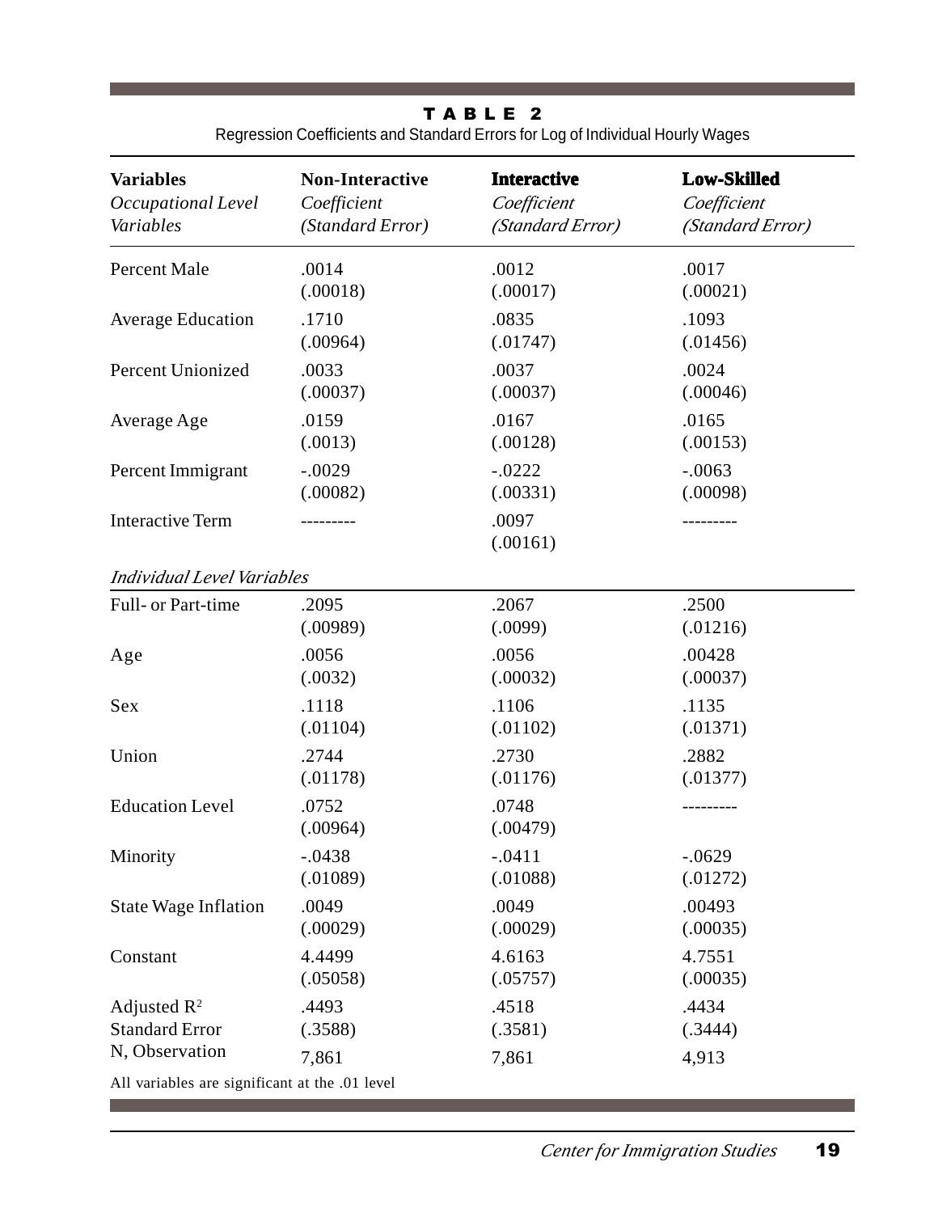# TABLE 2

Regression Coefficients and Standard Errors for Log of Individual Hourly Wages

| **Variables**<br>*Occupational Level Variables* | **Non-Interactive**<br>*Coefficient*<br>*(Standard Error)* | **Interactive**<br>*Coefficient*<br>*(Standard Error)* | **Low-Skilled**<br>*Coefficient*<br>*(Standard Error)* |
|---|---|---|---|
| Percent Male | .0014<br>(.00018) | .0012<br>(.00017) | .0017<br>(.00021) |
| Average Education | .1710<br>(.00964) | .0835<br>(.01747) | .1093<br>(.01456) |
| Percent Unionized | .0033<br>(.00037) | .0037<br>(.00037) | .0024<br>(.00046) |
| Average Age | .0159<br>(.0013) | .0167<br>(.00128) | .0165<br>(.00153) |
| Percent Immigrant | -.0029<br>(.00082) | -.0222<br>(.00331) | -.0063<br>(.00098) |
| Interactive Term | --------- | .0097<br>(.00161) | --------- |
| *Individual Level Variables* | | | |
| Full- or Part-time | .2095<br>(.00989) | .2067<br>(.0099) | .2500<br>(.01216) |
| Age | .0056<br>(.0032) | .0056<br>(.00032) | .00428<br>(.00037) |
| Sex | .1118<br>(.01104) | .1106<br>(.01102) | .1135<br>(.01371) |
| Union | .2744<br>(.01178) | .2730<br>(.01176) | .2882<br>(.01377) |
| Education Level | .0752<br>(.00964) | .0748<br>(.00479) | --------- |
| Minority | -.0438<br>(.01089) | -.0411<br>(.01088) | -.0629<br>(.01272) |
| State Wage Inflation | .0049<br>(.00029) | .0049<br>(.00029) | .00493<br>(.00035) |
| Constant | 4.4499<br>(.05058) | 4.6163<br>(.05757) | 4.7551<br>(.00035) |
| Adjusted $R^2$<br>Standard Error | .4493<br>(.3588) | .4518<br>(.3581) | .4434<br>(.3444) |
| N, Observation | 7,861 | 7,861 | 4,913 |

All variables are significant at the .01 level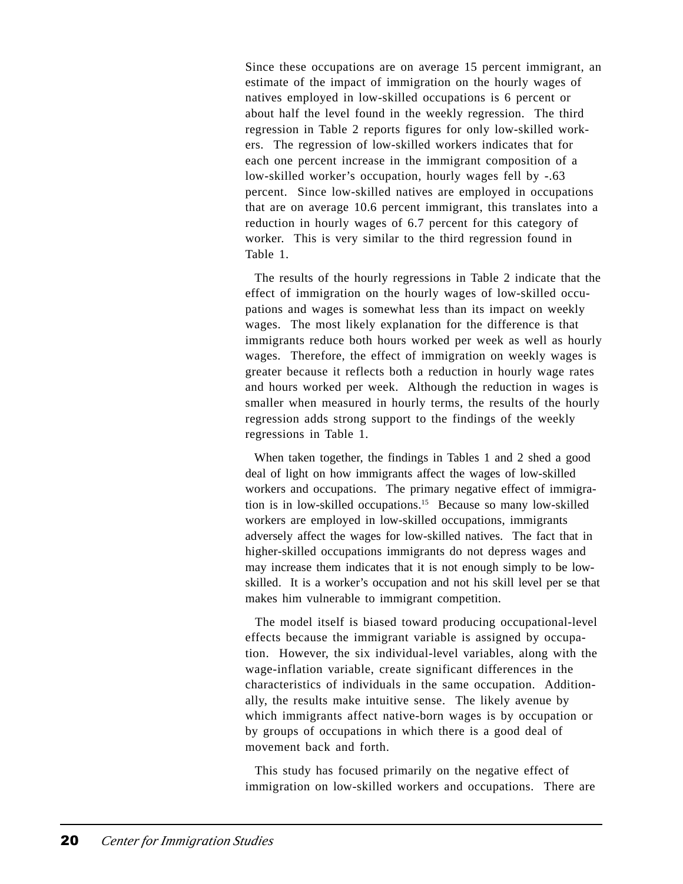Since these occupations are on average 15 percent immigrant, an estimate of the impact of immigration on the hourly wages of natives employed in low-skilled occupations is 6 percent or about half the level found in the weekly regression. The third regression in Table 2 reports figures for only low-skilled workers. The regression of low-skilled workers indicates that for each one percent increase in the immigrant composition of a low-skilled worker's occupation, hourly wages fell by -.63 percent. Since low-skilled natives are employed in occupations that are on average 10.6 percent immigrant, this translates into a reduction in hourly wages of 6.7 percent for this category of worker. This is very similar to the third regression found in Table 1.

The results of the hourly regressions in Table 2 indicate that the effect of immigration on the hourly wages of low-skilled occupations and wages is somewhat less than its impact on weekly wages. The most likely explanation for the difference is that immigrants reduce both hours worked per week as well as hourly wages. Therefore, the effect of immigration on weekly wages is greater because it reflects both a reduction in hourly wage rates and hours worked per week. Although the reduction in wages is smaller when measured in hourly terms, the results of the hourly regression adds strong support to the findings of the weekly regressions in Table 1.

When taken together, the findings in Tables 1 and 2 shed a good deal of light on how immigrants affect the wages of low-skilled workers and occupations. The primary negative effect of immigration is in low-skilled occupations.[15] Because so many low-skilled workers are employed in low-skilled occupations, immigrants adversely affect the wages for low-skilled natives. The fact that in higher-skilled occupations immigrants do not depress wages and may increase them indicates that it is not enough simply to be low-skilled. It is a worker's occupation and not his skill level per se that makes him vulnerable to immigrant competition.

The model itself is biased toward producing occupational-level effects because the immigrant variable is assigned by occupation. However, the six individual-level variables, along with the wage-inflation variable, create significant differences in the characteristics of individuals in the same occupation. Additionally, the results make intuitive sense. The likely avenue by which immigrants affect native-born wages is by occupation or by groups of occupations in which there is a good deal of movement back and forth.

This study has focused primarily on the negative effect of immigration on low-skilled workers and occupations. There are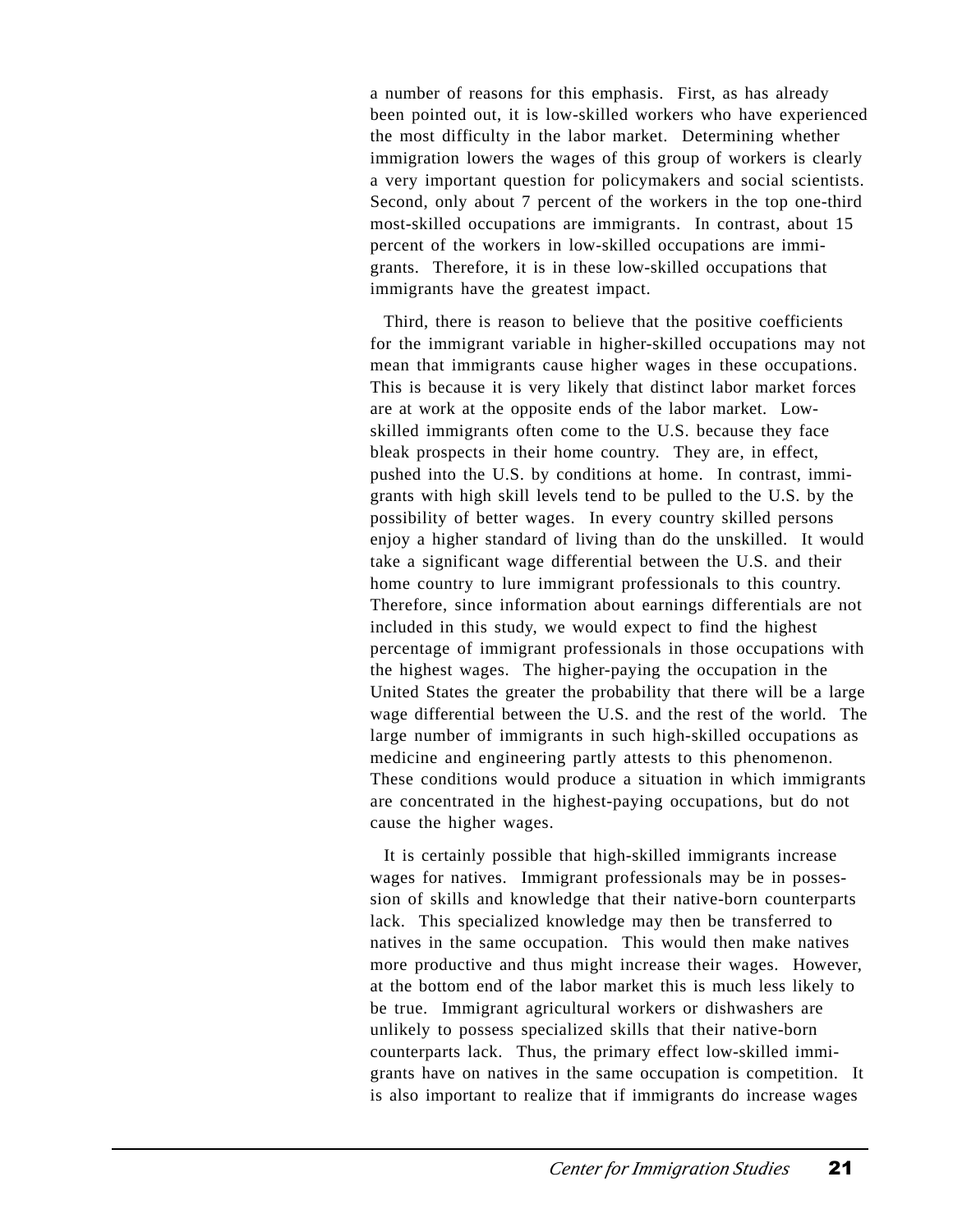a number of reasons for this emphasis. First, as has already been pointed out, it is low-skilled workers who have experienced the most difficulty in the labor market. Determining whether immigration lowers the wages of this group of workers is clearly a very important question for policymakers and social scientists. Second, only about 7 percent of the workers in the top one-third most-skilled occupations are immigrants. In contrast, about 15 percent of the workers in low-skilled occupations are immigrants. Therefore, it is in these low-skilled occupations that immigrants have the greatest impact.

Third, there is reason to believe that the positive coefficients for the immigrant variable in higher-skilled occupations may not mean that immigrants cause higher wages in these occupations. This is because it is very likely that distinct labor market forces are at work at the opposite ends of the labor market. Low-skilled immigrants often come to the U.S. because they face bleak prospects in their home country. They are, in effect, pushed into the U.S. by conditions at home. In contrast, immigrants with high skill levels tend to be pulled to the U.S. by the possibility of better wages. In every country skilled persons enjoy a higher standard of living than do the unskilled. It would take a significant wage differential between the U.S. and their home country to lure immigrant professionals to this country. Therefore, since information about earnings differentials are not included in this study, we would expect to find the highest percentage of immigrant professionals in those occupations with the highest wages. The higher-paying the occupation in the United States the greater the probability that there will be a large wage differential between the U.S. and the rest of the world. The large number of immigrants in such high-skilled occupations as medicine and engineering partly attests to this phenomenon. These conditions would produce a situation in which immigrants are concentrated in the highest-paying occupations, but do not cause the higher wages.

It is certainly possible that high-skilled immigrants increase wages for natives. Immigrant professionals may be in possession of skills and knowledge that their native-born counterparts lack. This specialized knowledge may then be transferred to natives in the same occupation. This would then make natives more productive and thus might increase their wages. However, at the bottom end of the labor market this is much less likely to be true. Immigrant agricultural workers or dishwashers are unlikely to possess specialized skills that their native-born counterparts lack. Thus, the primary effect low-skilled immigrants have on natives in the same occupation is competition. It is also important to realize that if immigrants do increase wages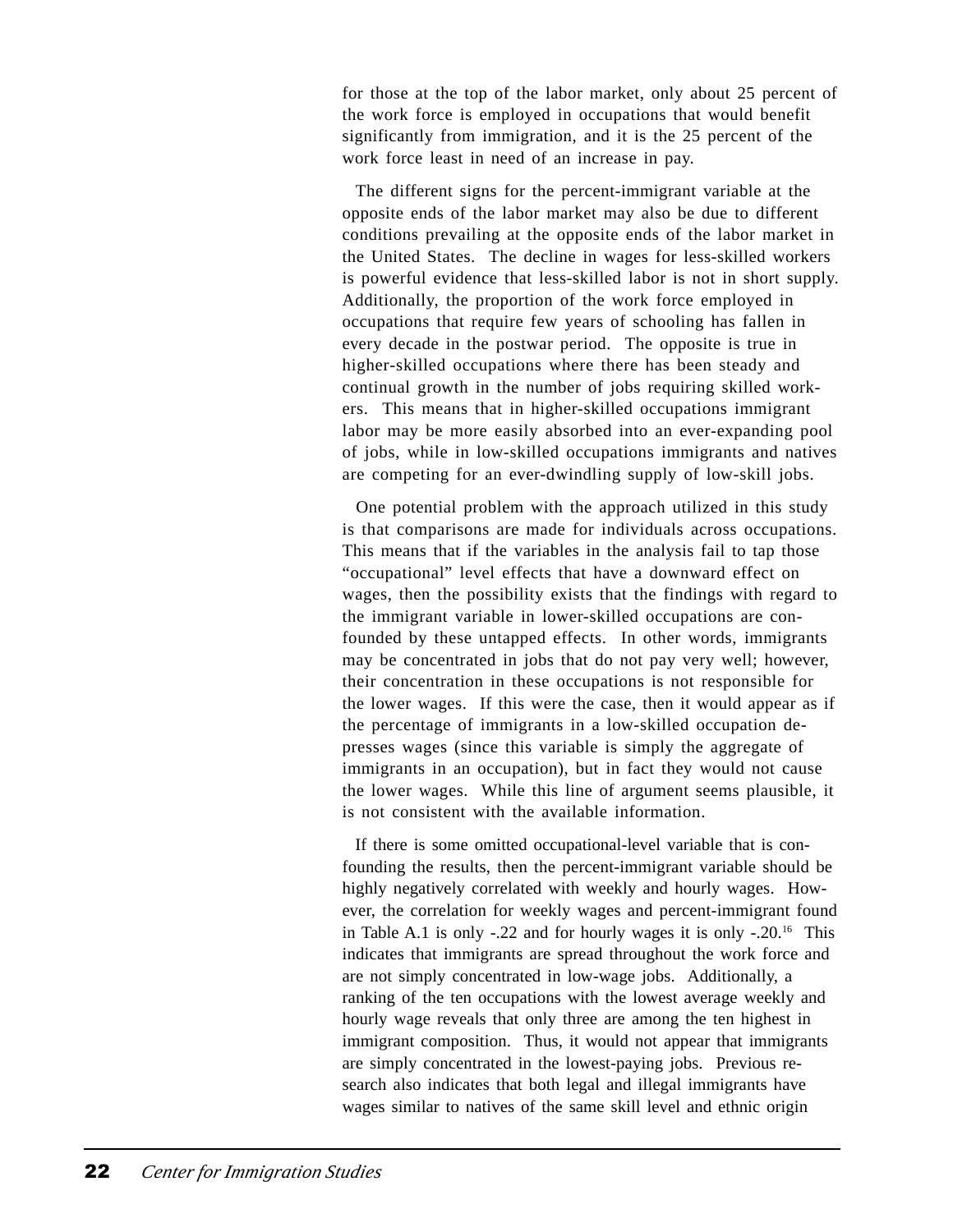for those at the top of the labor market, only about 25 percent of the work force is employed in occupations that would benefit significantly from immigration, and it is the 25 percent of the work force least in need of an increase in pay.

The different signs for the percent-immigrant variable at the opposite ends of the labor market may also be due to different conditions prevailing at the opposite ends of the labor market in the United States. The decline in wages for less-skilled workers is powerful evidence that less-skilled labor is not in short supply. Additionally, the proportion of the work force employed in occupations that require few years of schooling has fallen in every decade in the postwar period. The opposite is true in higher-skilled occupations where there has been steady and continual growth in the number of jobs requiring skilled workers. This means that in higher-skilled occupations immigrant labor may be more easily absorbed into an ever-expanding pool of jobs, while in low-skilled occupations immigrants and natives are competing for an ever-dwindling supply of low-skill jobs.

One potential problem with the approach utilized in this study is that comparisons are made for individuals across occupations. This means that if the variables in the analysis fail to tap those "occupational" level effects that have a downward effect on wages, then the possibility exists that the findings with regard to the immigrant variable in lower-skilled occupations are confounded by these untapped effects. In other words, immigrants may be concentrated in jobs that do not pay very well; however, their concentration in these occupations is not responsible for the lower wages. If this were the case, then it would appear as if the percentage of immigrants in a low-skilled occupation depresses wages (since this variable is simply the aggregate of immigrants in an occupation), but in fact they would not cause the lower wages. While this line of argument seems plausible, it is not consistent with the available information.

If there is some omitted occupational-level variable that is confounding the results, then the percent-immigrant variable should be highly negatively correlated with weekly and hourly wages. However, the correlation for weekly wages and percent-immigrant found in Table A.1 is only -.22 and for hourly wages it is only -.20.[16] This indicates that immigrants are spread throughout the work force and are not simply concentrated in low-wage jobs. Additionally, a ranking of the ten occupations with the lowest average weekly and hourly wage reveals that only three are among the ten highest in immigrant composition. Thus, it would not appear that immigrants are simply concentrated in the lowest-paying jobs. Previous research also indicates that both legal and illegal immigrants have wages similar to natives of the same skill level and ethnic origin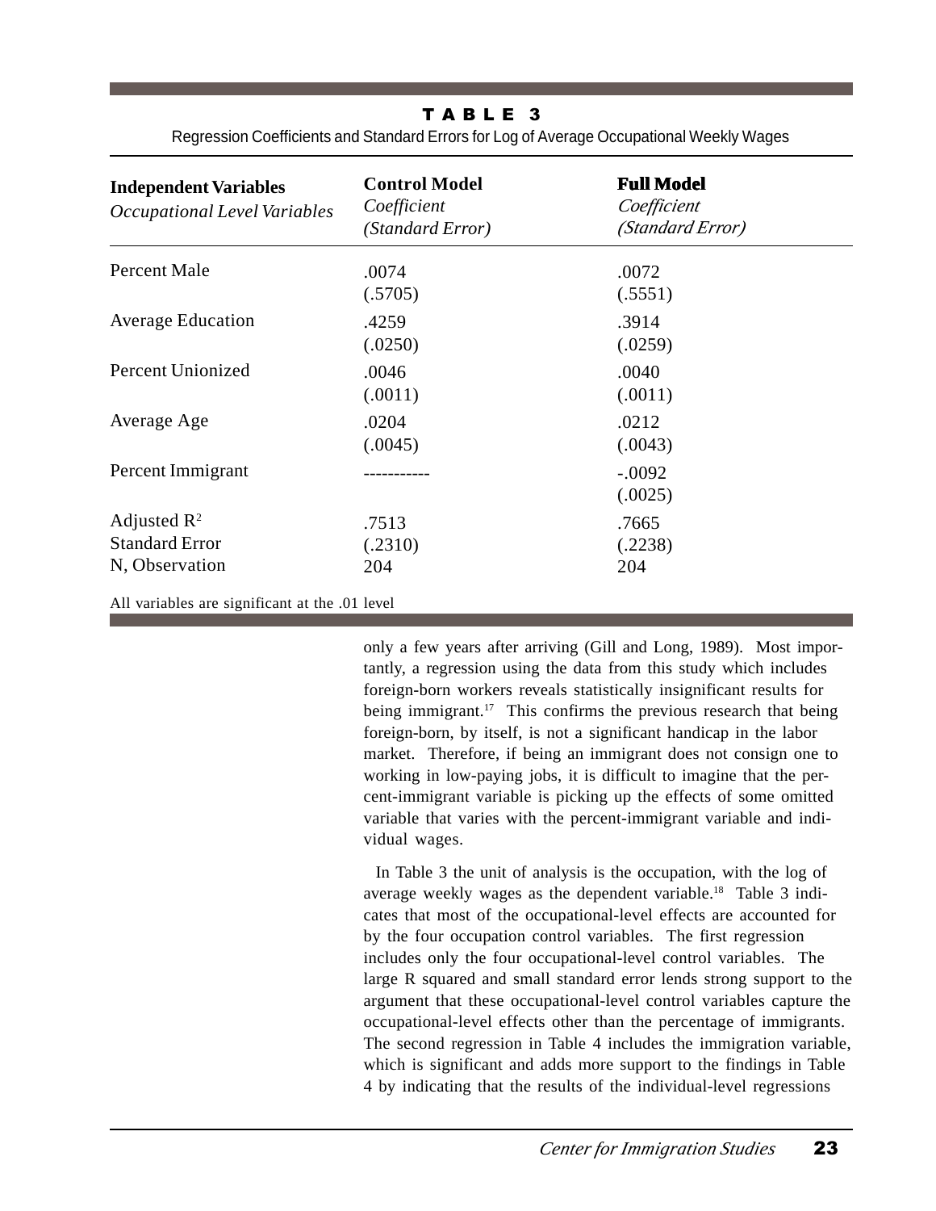**TABLE 3**

Regression Coefficients and Standard Errors for Log of Average Occupational Weekly Wages

| **Independent Variables** *Occupational Level Variables* | **Control Model** *Coefficient (Standard Error)* | **Full Model** *Coefficient (Standard Error)* |
|---|---|---|
| Percent Male | .0074 (.5705) | .0072 (.5551) |
| Average Education | .4259 (.0250) | .3914 (.0259) |
| Percent Unionized | .0046 (.0011) | .0040 (.0011) |
| Average Age | .0204 (.0045) | .0212 (.0043) |
| Percent Immigrant | ----------- | -.0092 (.0025) |
| Adjusted $R^2$ | .7513 | .7665 |
| Standard Error | (.2310) | (.2238) |
| N, Observation | 204 | 204 |

All variables are significant at the .01 level

only a few years after arriving (Gill and Long, 1989). Most importantly, a regression using the data from this study which includes foreign-born workers reveals statistically insignificant results for being immigrant.[17] This confirms the previous research that being foreign-born, by itself, is not a significant handicap in the labor market. Therefore, if being an immigrant does not consign one to working in low-paying jobs, it is difficult to imagine that the percent-immigrant variable is picking up the effects of some omitted variable that varies with the percent-immigrant variable and individual wages.

In Table 3 the unit of analysis is the occupation, with the log of average weekly wages as the dependent variable.[18] Table 3 indicates that most of the occupational-level effects are accounted for by the four occupation control variables. The first regression includes only the four occupational-level control variables. The large R squared and small standard error lends strong support to the argument that these occupational-level control variables capture the occupational-level effects other than the percentage of immigrants. The second regression in Table 4 includes the immigration variable, which is significant and adds more support to the findings in Table 4 by indicating that the results of the individual-level regressions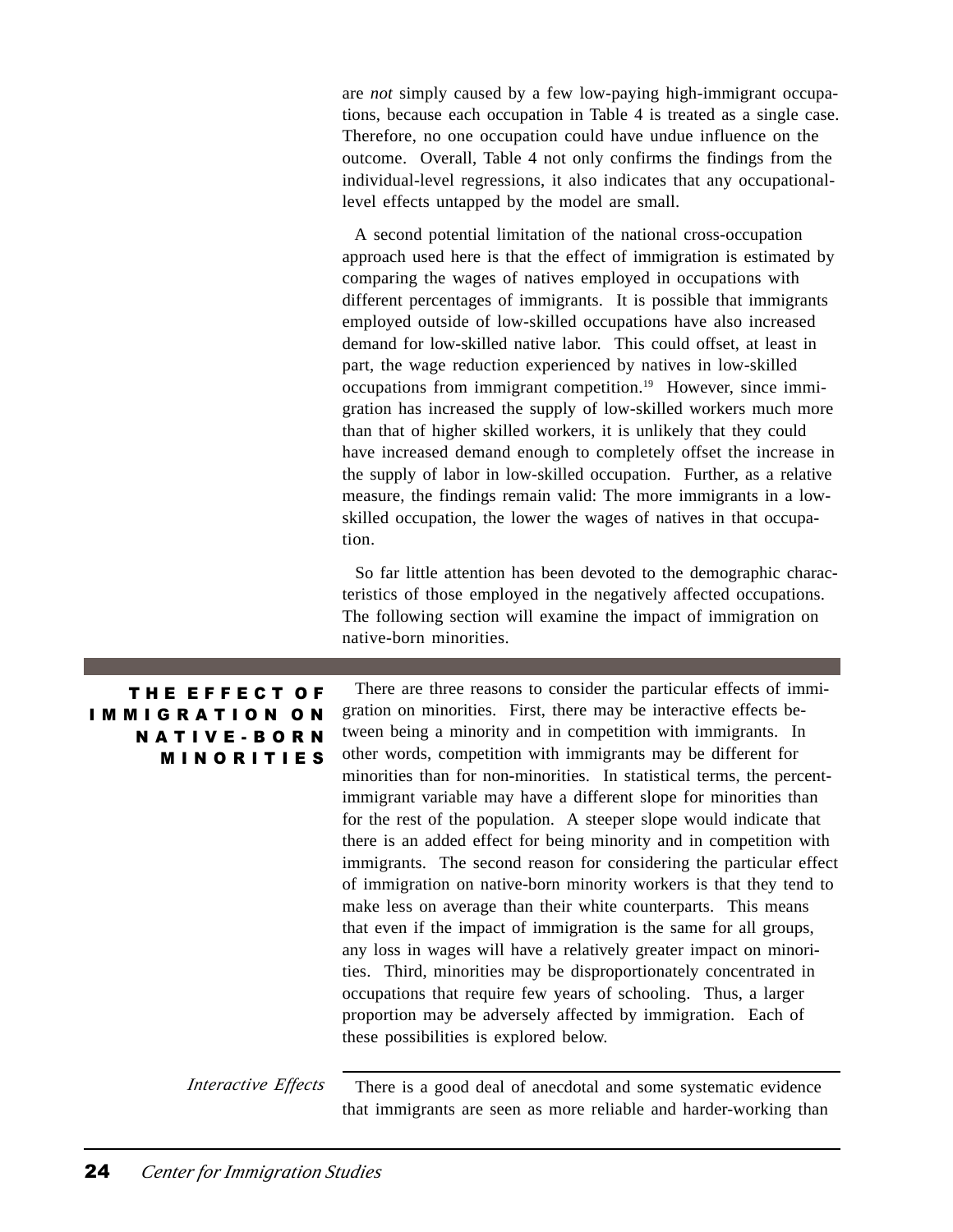are *not* simply caused by a few low-paying high-immigrant occupations, because each occupation in Table 4 is treated as a single case. Therefore, no one occupation could have undue influence on the outcome. Overall, Table 4 not only confirms the findings from the individual-level regressions, it also indicates that any occupational-level effects untapped by the model are small.

A second potential limitation of the national cross-occupation approach used here is that the effect of immigration is estimated by comparing the wages of natives employed in occupations with different percentages of immigrants. It is possible that immigrants employed outside of low-skilled occupations have also increased demand for low-skilled native labor. This could offset, at least in part, the wage reduction experienced by natives in low-skilled occupations from immigrant competition.[19] However, since immigration has increased the supply of low-skilled workers much more than that of higher skilled workers, it is unlikely that they could have increased demand enough to completely offset the increase in the supply of labor in low-skilled occupation. Further, as a relative measure, the findings remain valid: The more immigrants in a low-skilled occupation, the lower the wages of natives in that occupation.

So far little attention has been devoted to the demographic characteristics of those employed in the negatively affected occupations. The following section will examine the impact of immigration on native-born minorities.

## THE EFFECT OF IMMIGRATION ON NATIVE-BORN MINORITIES

There are three reasons to consider the particular effects of immigration on minorities. First, there may be interactive effects between being a minority and in competition with immigrants. In other words, competition with immigrants may be different for minorities than for non-minorities. In statistical terms, the percent-immigrant variable may have a different slope for minorities than for the rest of the population. A steeper slope would indicate that there is an added effect for being minority and in competition with immigrants. The second reason for considering the particular effect of immigration on native-born minority workers is that they tend to make less on average than their white counterparts. This means that even if the impact of immigration is the same for all groups, any loss in wages will have a relatively greater impact on minorities. Third, minorities may be disproportionately concentrated in occupations that require few years of schooling. Thus, a larger proportion may be adversely affected by immigration. Each of these possibilities is explored below.

### *Interactive Effects*

There is a good deal of anecdotal and some systematic evidence that immigrants are seen as more reliable and harder-working than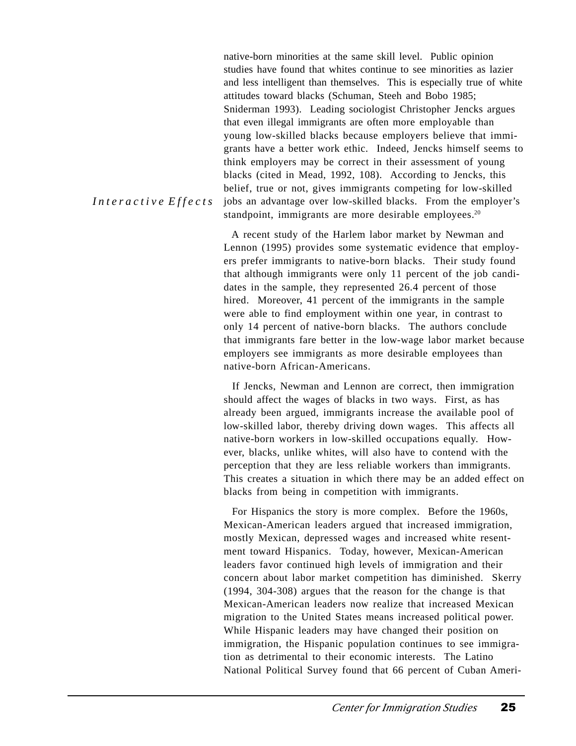native-born minorities at the same skill level. Public opinion studies have found that whites continue to see minorities as lazier and less intelligent than themselves. This is especially true of white attitudes toward blacks (Schuman, Steeh and Bobo 1985; Sniderman 1993). Leading sociologist Christopher Jencks argues that even illegal immigrants are often more employable than young low-skilled blacks because employers believe that immigrants have a better work ethic. Indeed, Jencks himself seems to think employers may be correct in their assessment of young blacks (cited in Mead, 1992, 108). According to Jencks, this belief, true or not, gives immigrants competing for low-skilled jobs an advantage over low-skilled blacks. From the employer's standpoint, immigrants are more desirable employees.[20]

*Interactive Effects*

A recent study of the Harlem labor market by Newman and Lennon (1995) provides some systematic evidence that employers prefer immigrants to native-born blacks. Their study found that although immigrants were only 11 percent of the job candidates in the sample, they represented 26.4 percent of those hired. Moreover, 41 percent of the immigrants in the sample were able to find employment within one year, in contrast to only 14 percent of native-born blacks. The authors conclude that immigrants fare better in the low-wage labor market because employers see immigrants as more desirable employees than native-born African-Americans.

If Jencks, Newman and Lennon are correct, then immigration should affect the wages of blacks in two ways. First, as has already been argued, immigrants increase the available pool of low-skilled labor, thereby driving down wages. This affects all native-born workers in low-skilled occupations equally. However, blacks, unlike whites, will also have to contend with the perception that they are less reliable workers than immigrants. This creates a situation in which there may be an added effect on blacks from being in competition with immigrants.

For Hispanics the story is more complex. Before the 1960s, Mexican-American leaders argued that increased immigration, mostly Mexican, depressed wages and increased white resentment toward Hispanics. Today, however, Mexican-American leaders favor continued high levels of immigration and their concern about labor market competition has diminished. Skerry (1994, 304-308) argues that the reason for the change is that Mexican-American leaders now realize that increased Mexican migration to the United States means increased political power. While Hispanic leaders may have changed their position on immigration, the Hispanic population continues to see immigration as detrimental to their economic interests. The Latino National Political Survey found that 66 percent of Cuban Ameri-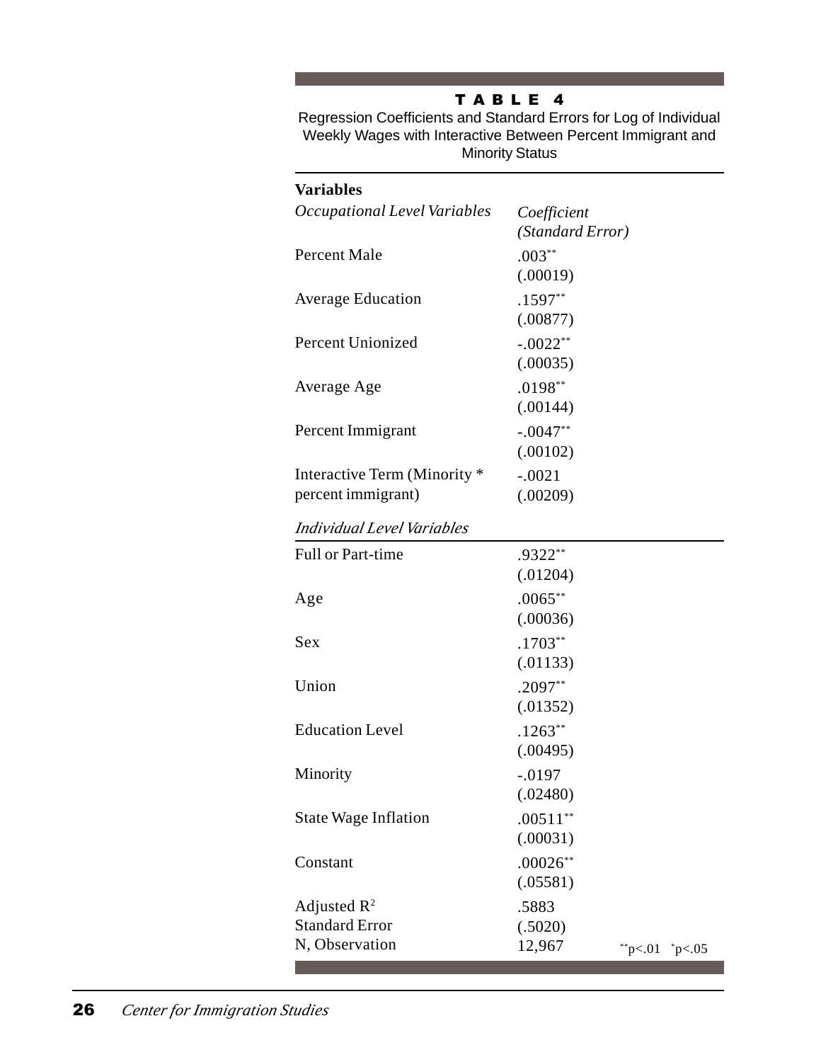**TABLE 4**

Regression Coefficients and Standard Errors for Log of Individual Weekly Wages with Interactive Between Percent Immigrant and Minority Status

| Variables | |
|---|---|
| *Occupational Level Variables* | *Coefficient (Standard Error)* |
| Percent Male | .003** (.00019) |
| Average Education | .1597** (.00877) |
| Percent Unionized | -.0022** (.00035) |
| Average Age | .0198** (.00144) |
| Percent Immigrant | -.0047** (.00102) |
| Interactive Term (Minority * percent immigrant) | -.0021 (.00209) |
| *Individual Level Variables* | |
| Full or Part-time | .9322** (.01204) |
| Age | .0065** (.00036) |
| Sex | .1703** (.01133) |
| Union | .2097** (.01352) |
| Education Level | .1263** (.00495) |
| Minority | -.0197 (.02480) |
| State Wage Inflation | .00511** (.00031) |
| Constant | .00026** (.05581) |
| Adjusted $R^2$ | .5883 |
| Standard Error | (.5020) |
| N, Observation | 12,967 |

** $p<.01$ * $p<.05$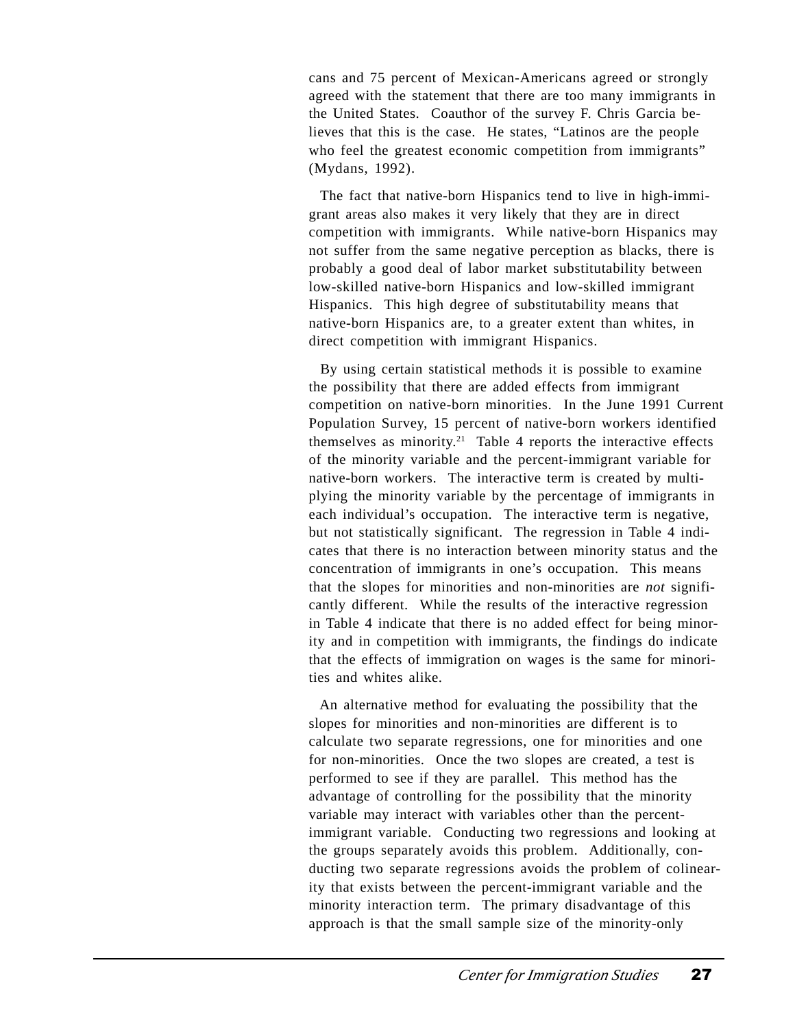cans and 75 percent of Mexican-Americans agreed or strongly agreed with the statement that there are too many immigrants in the United States. Coauthor of the survey F. Chris Garcia believes that this is the case. He states, "Latinos are the people who feel the greatest economic competition from immigrants" (Mydans, 1992).

The fact that native-born Hispanics tend to live in high-immigrant areas also makes it very likely that they are in direct competition with immigrants. While native-born Hispanics may not suffer from the same negative perception as blacks, there is probably a good deal of labor market substitutability between low-skilled native-born Hispanics and low-skilled immigrant Hispanics. This high degree of substitutability means that native-born Hispanics are, to a greater extent than whites, in direct competition with immigrant Hispanics.

By using certain statistical methods it is possible to examine the possibility that there are added effects from immigrant competition on native-born minorities. In the June 1991 Current Population Survey, 15 percent of native-born workers identified themselves as minority.[21] Table 4 reports the interactive effects of the minority variable and the percent-immigrant variable for native-born workers. The interactive term is created by multiplying the minority variable by the percentage of immigrants in each individual's occupation. The interactive term is negative, but not statistically significant. The regression in Table 4 indicates that there is no interaction between minority status and the concentration of immigrants in one's occupation. This means that the slopes for minorities and non-minorities are *not* significantly different. While the results of the interactive regression in Table 4 indicate that there is no added effect for being minority and in competition with immigrants, the findings do indicate that the effects of immigration on wages is the same for minorities and whites alike.

An alternative method for evaluating the possibility that the slopes for minorities and non-minorities are different is to calculate two separate regressions, one for minorities and one for non-minorities. Once the two slopes are created, a test is performed to see if they are parallel. This method has the advantage of controlling for the possibility that the minority variable may interact with variables other than the percent-immigrant variable. Conducting two regressions and looking at the groups separately avoids this problem. Additionally, conducting two separate regressions avoids the problem of colinearity that exists between the percent-immigrant variable and the minority interaction term. The primary disadvantage of this approach is that the small sample size of the minority-only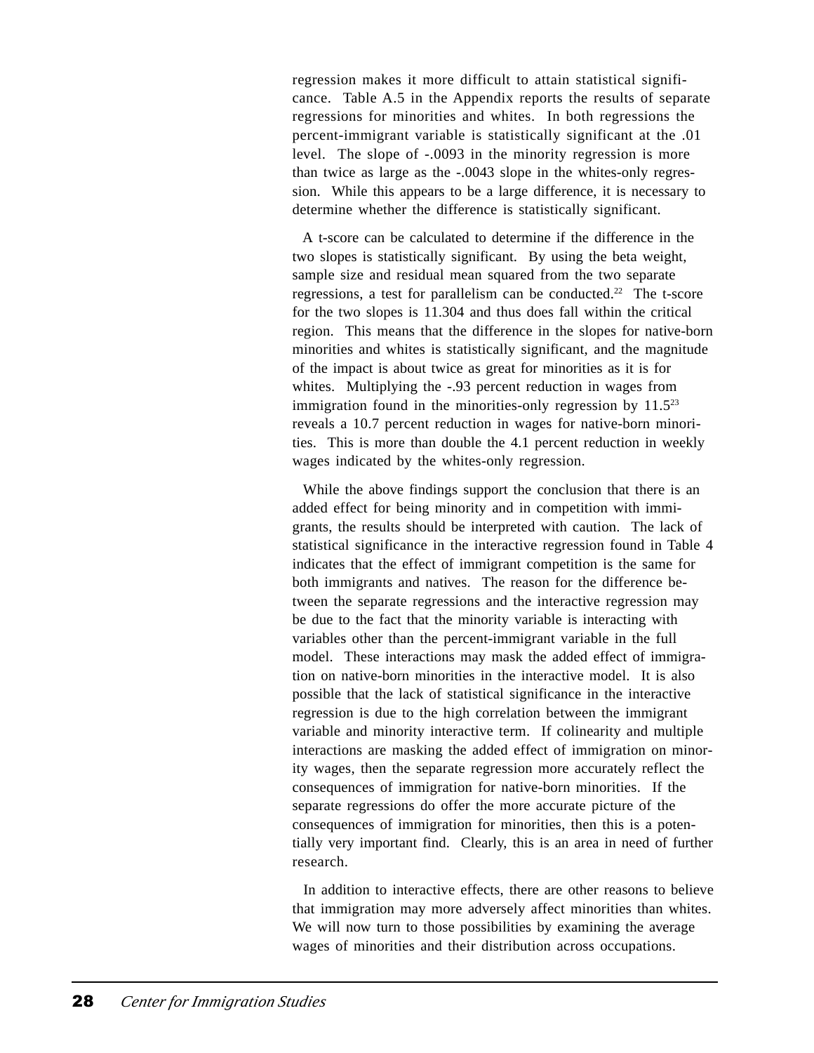regression makes it more difficult to attain statistical significance. Table A.5 in the Appendix reports the results of separate regressions for minorities and whites. In both regressions the percent-immigrant variable is statistically significant at the .01 level. The slope of -.0093 in the minority regression is more than twice as large as the -.0043 slope in the whites-only regression. While this appears to be a large difference, it is necessary to determine whether the difference is statistically significant.

A t-score can be calculated to determine if the difference in the two slopes is statistically significant. By using the beta weight, sample size and residual mean squared from the two separate regressions, a test for parallelism can be conducted.[22] The t-score for the two slopes is 11.304 and thus does fall within the critical region. This means that the difference in the slopes for native-born minorities and whites is statistically significant, and the magnitude of the impact is about twice as great for minorities as it is for whites. Multiplying the -.93 percent reduction in wages from immigration found in the minorities-only regression by 11.5[23] reveals a 10.7 percent reduction in wages for native-born minorities. This is more than double the 4.1 percent reduction in weekly wages indicated by the whites-only regression.

While the above findings support the conclusion that there is an added effect for being minority and in competition with immigrants, the results should be interpreted with caution. The lack of statistical significance in the interactive regression found in Table 4 indicates that the effect of immigrant competition is the same for both immigrants and natives. The reason for the difference between the separate regressions and the interactive regression may be due to the fact that the minority variable is interacting with variables other than the percent-immigrant variable in the full model. These interactions may mask the added effect of immigration on native-born minorities in the interactive model. It is also possible that the lack of statistical significance in the interactive regression is due to the high correlation between the immigrant variable and minority interactive term. If colinearity and multiple interactions are masking the added effect of immigration on minority wages, then the separate regression more accurately reflect the consequences of immigration for native-born minorities. If the separate regressions do offer the more accurate picture of the consequences of immigration for minorities, then this is a potentially very important find. Clearly, this is an area in need of further research.

In addition to interactive effects, there are other reasons to believe that immigration may more adversely affect minorities than whites. We will now turn to those possibilities by examining the average wages of minorities and their distribution across occupations.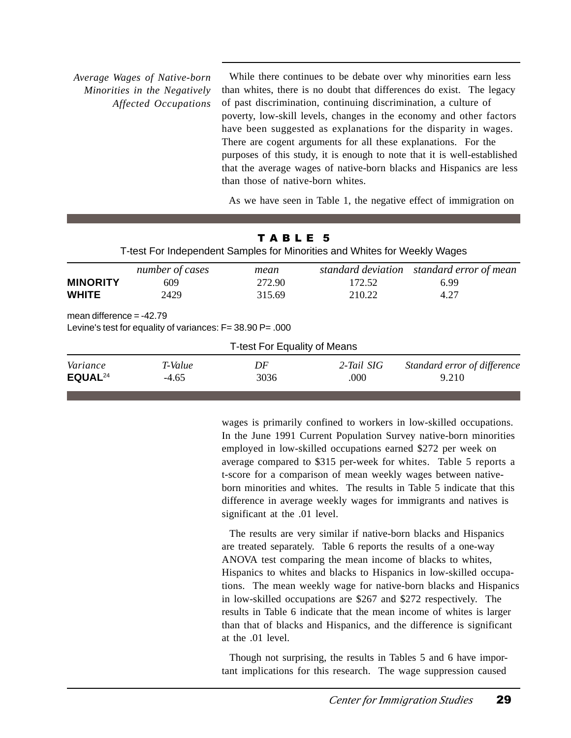*Average Wages of Native-born Minorities in the Negatively Affected Occupations*

While there continues to be debate over why minorities earn less than whites, there is no doubt that differences do exist. The legacy of past discrimination, continuing discrimination, a culture of poverty, low-skill levels, changes in the economy and other factors have been suggested as explanations for the disparity in wages. There are cogent arguments for all these explanations. For the purposes of this study, it is enough to note that it is well-established that the average wages of native-born blacks and Hispanics are less than those of native-born whites.

As we have seen in Table 1, the negative effect of immigration on wages is primarily confined to workers in low-skilled occupations. In the June 1991 Current Population Survey native-born minorities employed in low-skilled occupations earned $272 per week on average compared to $315 per-week for whites. Table 5 reports a t-score for a comparison of mean weekly wages between native-born minorities and whites. The results in Table 5 indicate that this difference in average weekly wages for immigrants and natives is significant at the .01 level.

**TABLE 5**

T-test For Independent Samples for Minorities and Whites for Weekly Wages

| | *number of cases* | *mean* | *standard deviation* | *standard error of mean* |
|---|---|---|---|---|
| **MINORITY** | 609 | 272.90 | 172.52 | 6.99 |
| **WHITE** | 2429 | 315.69 | 210.22 | 4.27 |

mean difference = -42.79

Levine's test for equality of variances: F= 38.90 P= .000

T-test For Equality of Means

| *Variance* | *T-Value* | *DF* | *2-Tail SIG* | *Standard error of difference* |
|---|---|---|---|---|
| **EQUAL**[24] | -4.65 | 3036 | .000 | 9.210 |

The results are very similar if native-born blacks and Hispanics are treated separately. Table 6 reports the results of a one-way ANOVA test comparing the mean income of blacks to whites, Hispanics to whites and blacks to Hispanics in low-skilled occupations. The mean weekly wage for native-born blacks and Hispanics in low-skilled occupations are $267 and $272 respectively. The results in Table 6 indicate that the mean income of whites is larger than that of blacks and Hispanics, and the difference is significant at the .01 level.

Though not surprising, the results in Tables 5 and 6 have important implications for this research. The wage suppression caused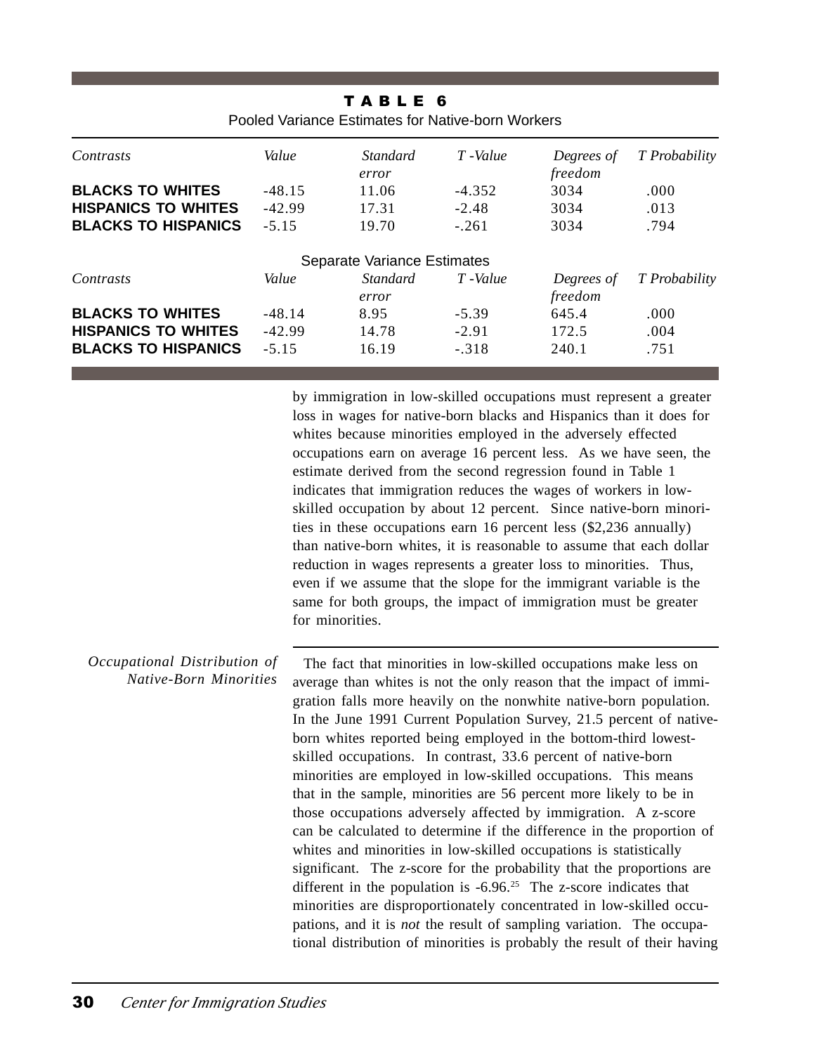**TABLE 6**

Pooled Variance Estimates for Native-born Workers

| *Contrasts* | *Value* | *Standard error* | *T -Value* | *Degrees of freedom* | *T Probability* |
|---|---|---|---|---|---|
| **BLACKS TO WHITES** | -48.15 | 11.06 | -4.352 | 3034 | .000 |
| **HISPANICS TO WHITES** | -42.99 | 17.31 | -2.48 | 3034 | .013 |
| **BLACKS TO HISPANICS** | -5.15 | 19.70 | -.261 | 3034 | .794 |

Separate Variance Estimates

| *Contrasts* | *Value* | *Standard error* | *T -Value* | *Degrees of freedom* | *T Probability* |
|---|---|---|---|---|---|
| **BLACKS TO WHITES** | -48.14 | 8.95 | -5.39 | 645.4 | .000 |
| **HISPANICS TO WHITES** | -42.99 | 14.78 | -2.91 | 172.5 | .004 |
| **BLACKS TO HISPANICS** | -5.15 | 16.19 | -.318 | 240.1 | .751 |

by immigration in low-skilled occupations must represent a greater loss in wages for native-born blacks and Hispanics than it does for whites because minorities employed in the adversely effected occupations earn on average 16 percent less. As we have seen, the estimate derived from the second regression found in Table 1 indicates that immigration reduces the wages of workers in low-skilled occupation by about 12 percent. Since native-born minorities in these occupations earn 16 percent less ($2,236 annually) than native-born whites, it is reasonable to assume that each dollar reduction in wages represents a greater loss to minorities. Thus, even if we assume that the slope for the immigrant variable is the same for both groups, the impact of immigration must be greater for minorities.

### *Occupational Distribution of Native-Born Minorities*

The fact that minorities in low-skilled occupations make less on average than whites is not the only reason that the impact of immigration falls more heavily on the nonwhite native-born population. In the June 1991 Current Population Survey, 21.5 percent of native-born whites reported being employed in the bottom-third lowest-skilled occupations. In contrast, 33.6 percent of native-born minorities are employed in low-skilled occupations. This means that in the sample, minorities are 56 percent more likely to be in those occupations adversely affected by immigration. A z-score can be calculated to determine if the difference in the proportion of whites and minorities in low-skilled occupations is statistically significant. The z-score for the probability that the proportions are different in the population is -6.96.[25] The z-score indicates that minorities are disproportionately concentrated in low-skilled occupations, and it is *not* the result of sampling variation. The occupational distribution of minorities is probably the result of their having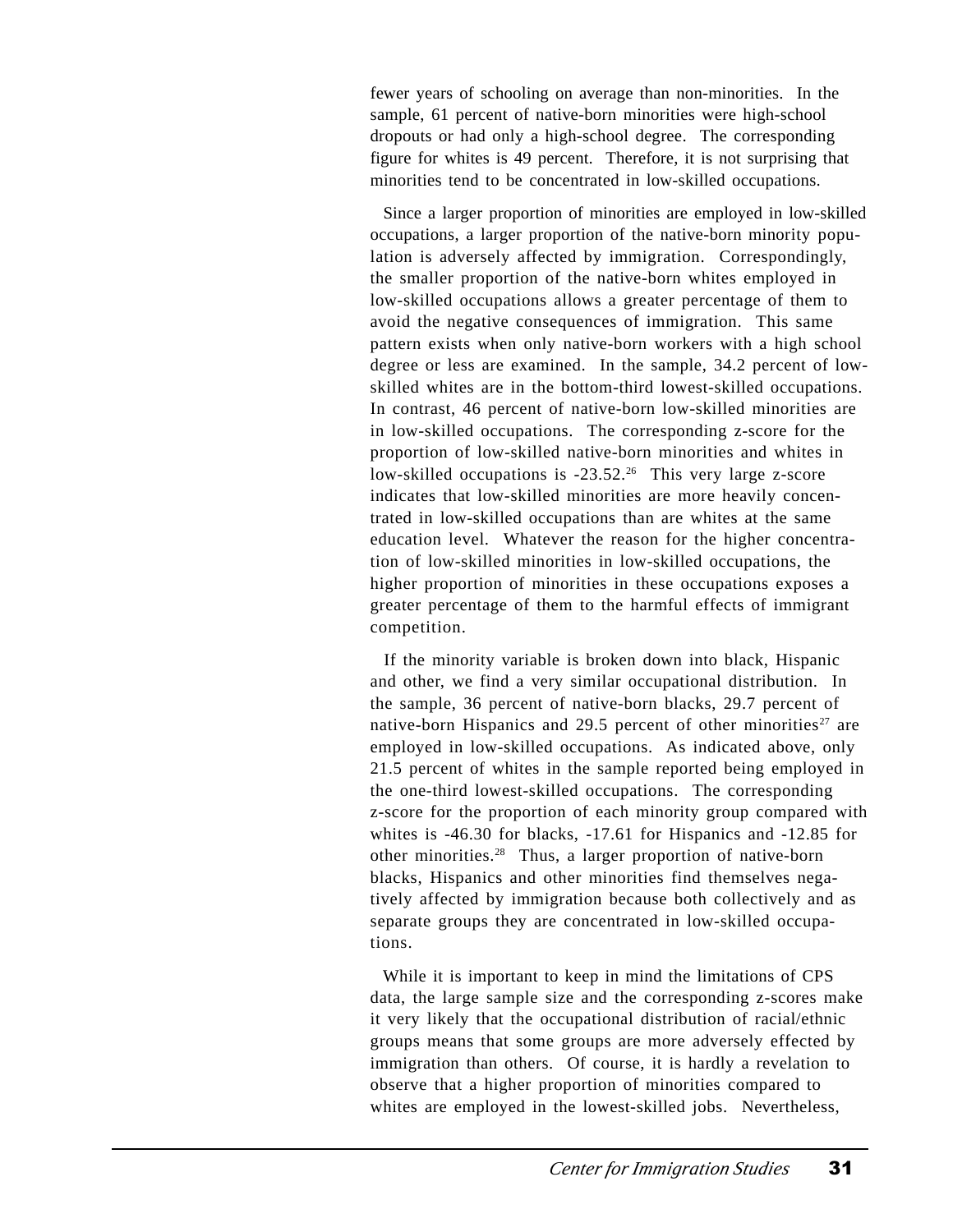fewer years of schooling on average than non-minorities. In the sample, 61 percent of native-born minorities were high-school dropouts or had only a high-school degree. The corresponding figure for whites is 49 percent. Therefore, it is not surprising that minorities tend to be concentrated in low-skilled occupations.

Since a larger proportion of minorities are employed in low-skilled occupations, a larger proportion of the native-born minority population is adversely affected by immigration. Correspondingly, the smaller proportion of the native-born whites employed in low-skilled occupations allows a greater percentage of them to avoid the negative consequences of immigration. This same pattern exists when only native-born workers with a high school degree or less are examined. In the sample, 34.2 percent of low-skilled whites are in the bottom-third lowest-skilled occupations. In contrast, 46 percent of native-born low-skilled minorities are in low-skilled occupations. The corresponding z-score for the proportion of low-skilled native-born minorities and whites in low-skilled occupations is -23.52.[26] This very large z-score indicates that low-skilled minorities are more heavily concentrated in low-skilled occupations than are whites at the same education level. Whatever the reason for the higher concentration of low-skilled minorities in low-skilled occupations, the higher proportion of minorities in these occupations exposes a greater percentage of them to the harmful effects of immigrant competition.

If the minority variable is broken down into black, Hispanic and other, we find a very similar occupational distribution. In the sample, 36 percent of native-born blacks, 29.7 percent of native-born Hispanics and 29.5 percent of other minorities[27] are employed in low-skilled occupations. As indicated above, only 21.5 percent of whites in the sample reported being employed in the one-third lowest-skilled occupations. The corresponding z-score for the proportion of each minority group compared with whites is -46.30 for blacks, -17.61 for Hispanics and -12.85 for other minorities.[28] Thus, a larger proportion of native-born blacks, Hispanics and other minorities find themselves negatively affected by immigration because both collectively and as separate groups they are concentrated in low-skilled occupations.

While it is important to keep in mind the limitations of CPS data, the large sample size and the corresponding z-scores make it very likely that the occupational distribution of racial/ethnic groups means that some groups are more adversely effected by immigration than others. Of course, it is hardly a revelation to observe that a higher proportion of minorities compared to whites are employed in the lowest-skilled jobs. Nevertheless,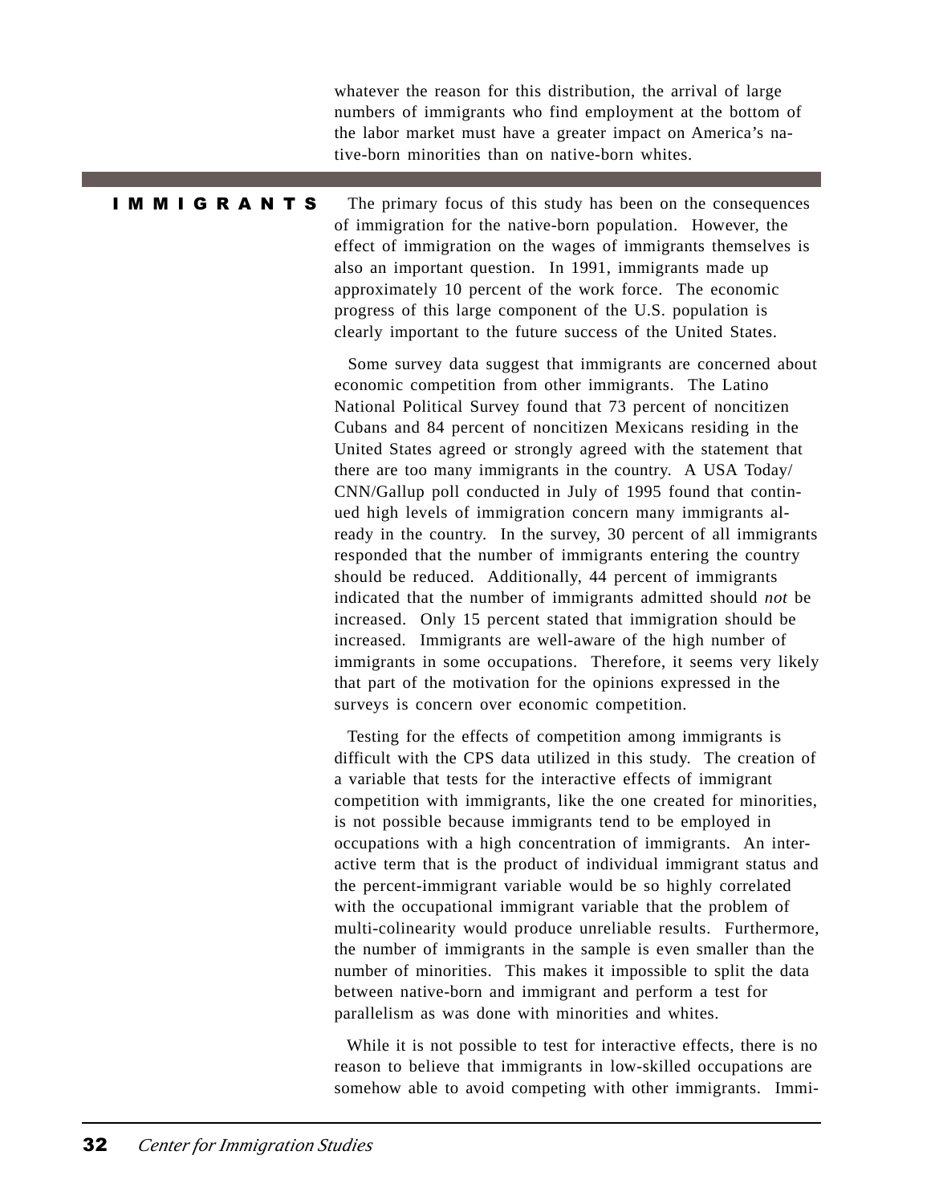whatever the reason for this distribution, the arrival of large numbers of immigrants who find employment at the bottom of the labor market must have a greater impact on America's native-born minorities than on native-born whites.

## IMMIGRANTS

The primary focus of this study has been on the consequences of immigration for the native-born population. However, the effect of immigration on the wages of immigrants themselves is also an important question. In 1991, immigrants made up approximately 10 percent of the work force. The economic progress of this large component of the U.S. population is clearly important to the future success of the United States.

Some survey data suggest that immigrants are concerned about economic competition from other immigrants. The Latino National Political Survey found that 73 percent of noncitizen Cubans and 84 percent of noncitizen Mexicans residing in the United States agreed or strongly agreed with the statement that there are too many immigrants in the country. A USA Today/ CNN/Gallup poll conducted in July of 1995 found that continued high levels of immigration concern many immigrants already in the country. In the survey, 30 percent of all immigrants responded that the number of immigrants entering the country should be reduced. Additionally, 44 percent of immigrants indicated that the number of immigrants admitted should *not* be increased. Only 15 percent stated that immigration should be increased. Immigrants are well-aware of the high number of immigrants in some occupations. Therefore, it seems very likely that part of the motivation for the opinions expressed in the surveys is concern over economic competition.

Testing for the effects of competition among immigrants is difficult with the CPS data utilized in this study. The creation of a variable that tests for the interactive effects of immigrant competition with immigrants, like the one created for minorities, is not possible because immigrants tend to be employed in occupations with a high concentration of immigrants. An interactive term that is the product of individual immigrant status and the percent-immigrant variable would be so highly correlated with the occupational immigrant variable that the problem of multi-colinearity would produce unreliable results. Furthermore, the number of immigrants in the sample is even smaller than the number of minorities. This makes it impossible to split the data between native-born and immigrant and perform a test for parallelism as was done with minorities and whites.

While it is not possible to test for interactive effects, there is no reason to believe that immigrants in low-skilled occupations are somehow able to avoid competing with other immigrants. Immi-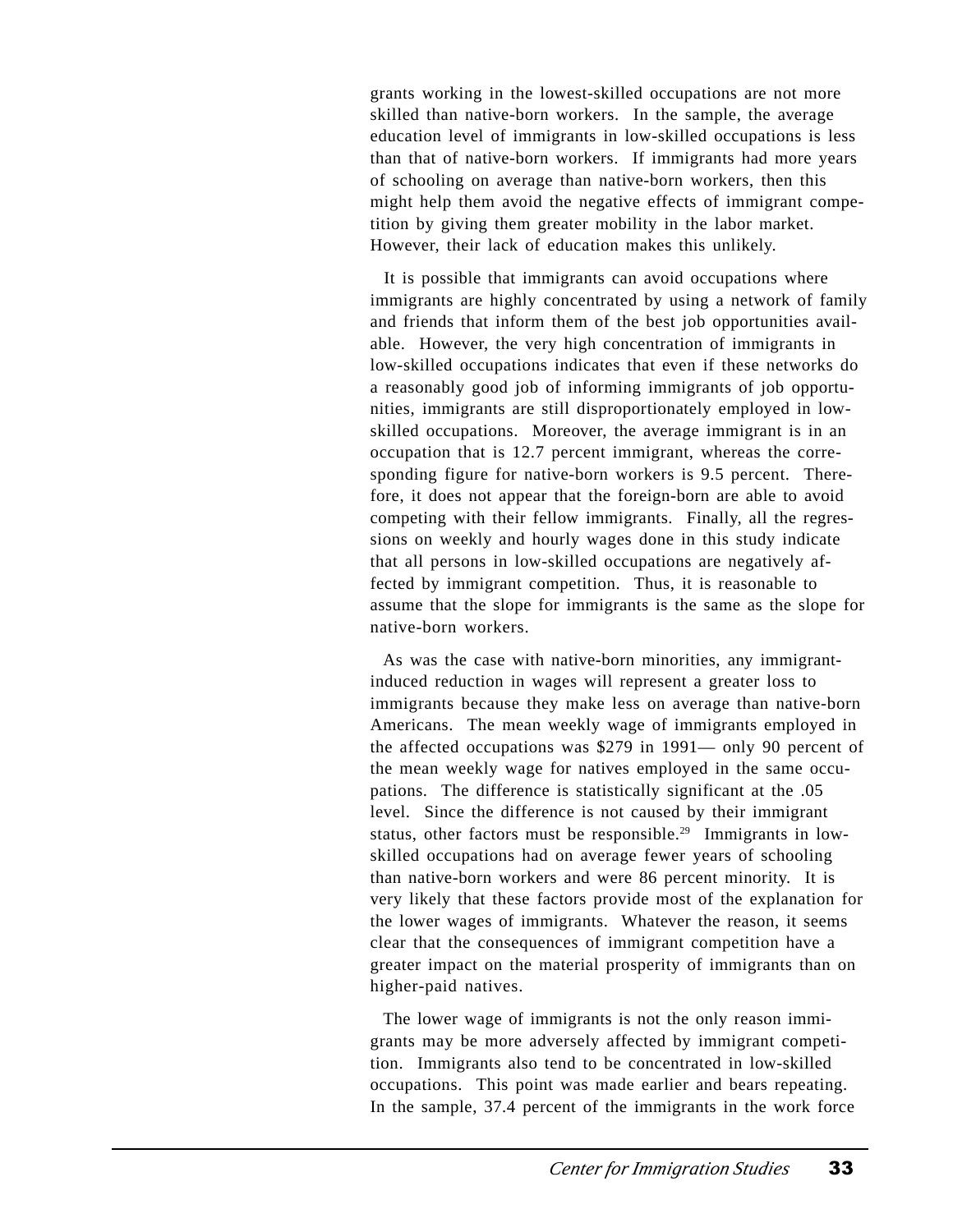grants working in the lowest-skilled occupations are not more skilled than native-born workers. In the sample, the average education level of immigrants in low-skilled occupations is less than that of native-born workers. If immigrants had more years of schooling on average than native-born workers, then this might help them avoid the negative effects of immigrant competition by giving them greater mobility in the labor market. However, their lack of education makes this unlikely.

It is possible that immigrants can avoid occupations where immigrants are highly concentrated by using a network of family and friends that inform them of the best job opportunities available. However, the very high concentration of immigrants in low-skilled occupations indicates that even if these networks do a reasonably good job of informing immigrants of job opportunities, immigrants are still disproportionately employed in low-skilled occupations. Moreover, the average immigrant is in an occupation that is 12.7 percent immigrant, whereas the corresponding figure for native-born workers is 9.5 percent. Therefore, it does not appear that the foreign-born are able to avoid competing with their fellow immigrants. Finally, all the regressions on weekly and hourly wages done in this study indicate that all persons in low-skilled occupations are negatively affected by immigrant competition. Thus, it is reasonable to assume that the slope for immigrants is the same as the slope for native-born workers.

As was the case with native-born minorities, any immigrant-induced reduction in wages will represent a greater loss to immigrants because they make less on average than native-born Americans. The mean weekly wage of immigrants employed in the affected occupations was $279 in 1991— only 90 percent of the mean weekly wage for natives employed in the same occupations. The difference is statistically significant at the .05 level. Since the difference is not caused by their immigrant status, other factors must be responsible.[29] Immigrants in low-skilled occupations had on average fewer years of schooling than native-born workers and were 86 percent minority. It is very likely that these factors provide most of the explanation for the lower wages of immigrants. Whatever the reason, it seems clear that the consequences of immigrant competition have a greater impact on the material prosperity of immigrants than on higher-paid natives.

The lower wage of immigrants is not the only reason immigrants may be more adversely affected by immigrant competition. Immigrants also tend to be concentrated in low-skilled occupations. This point was made earlier and bears repeating. In the sample, 37.4 percent of the immigrants in the work force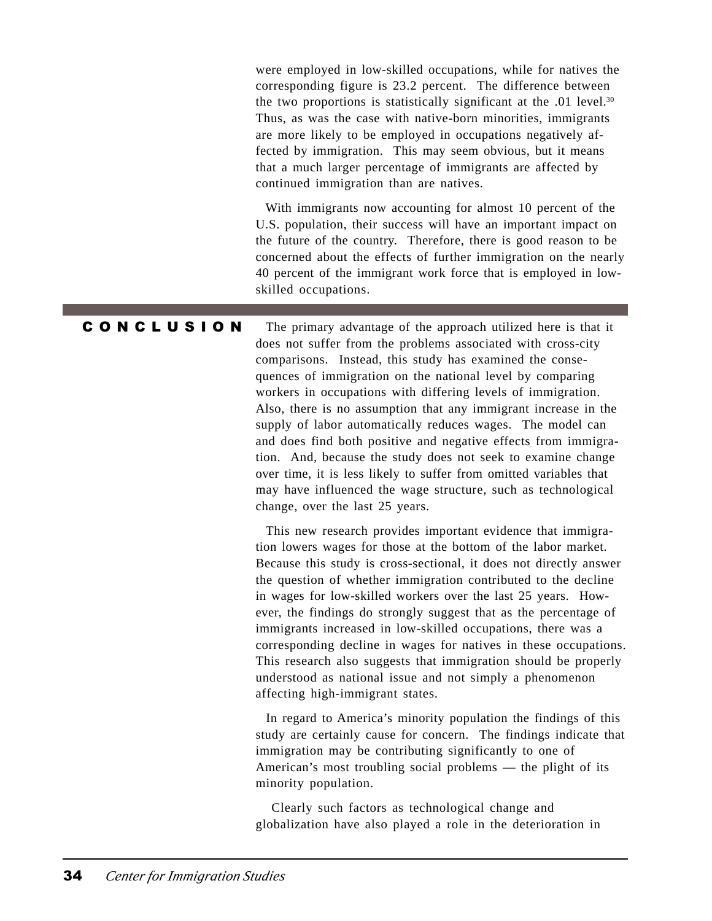were employed in low-skilled occupations, while for natives the corresponding figure is 23.2 percent. The difference between the two proportions is statistically significant at the .01 level.[30] Thus, as was the case with native-born minorities, immigrants are more likely to be employed in occupations negatively affected by immigration. This may seem obvious, but it means that a much larger percentage of immigrants are affected by continued immigration than are natives.

With immigrants now accounting for almost 10 percent of the U.S. population, their success will have an important impact on the future of the country. Therefore, there is good reason to be concerned about the effects of further immigration on the nearly 40 percent of the immigrant work force that is employed in low-skilled occupations.

## CONCLUSION

The primary advantage of the approach utilized here is that it does not suffer from the problems associated with cross-city comparisons. Instead, this study has examined the consequences of immigration on the national level by comparing workers in occupations with differing levels of immigration. Also, there is no assumption that any immigrant increase in the supply of labor automatically reduces wages. The model can and does find both positive and negative effects from immigration. And, because the study does not seek to examine change over time, it is less likely to suffer from omitted variables that may have influenced the wage structure, such as technological change, over the last 25 years.

This new research provides important evidence that immigration lowers wages for those at the bottom of the labor market. Because this study is cross-sectional, it does not directly answer the question of whether immigration contributed to the decline in wages for low-skilled workers over the last 25 years. However, the findings do strongly suggest that as the percentage of immigrants increased in low-skilled occupations, there was a corresponding decline in wages for natives in these occupations. This research also suggests that immigration should be properly understood as national issue and not simply a phenomenon affecting high-immigrant states.

In regard to America's minority population the findings of this study are certainly cause for concern. The findings indicate that immigration may be contributing significantly to one of American's most troubling social problems — the plight of its minority population.

Clearly such factors as technological change and globalization have also played a role in the deterioration in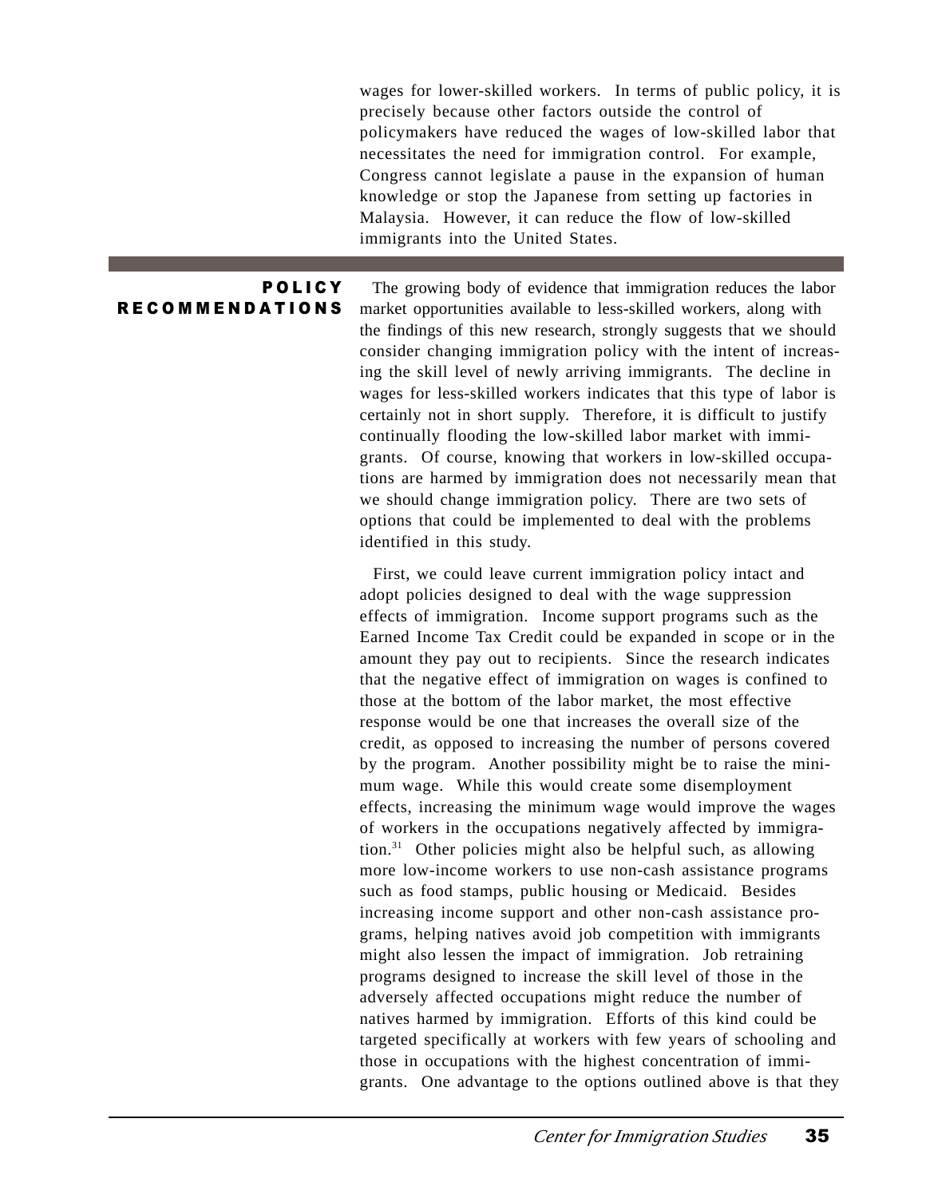wages for lower-skilled workers. In terms of public policy, it is precisely because other factors outside the control of policymakers have reduced the wages of low-skilled labor that necessitates the need for immigration control. For example, Congress cannot legislate a pause in the expansion of human knowledge or stop the Japanese from setting up factories in Malaysia. However, it can reduce the flow of low-skilled immigrants into the United States.

## POLICY RECOMMENDATIONS

The growing body of evidence that immigration reduces the labor market opportunities available to less-skilled workers, along with the findings of this new research, strongly suggests that we should consider changing immigration policy with the intent of increasing the skill level of newly arriving immigrants. The decline in wages for less-skilled workers indicates that this type of labor is certainly not in short supply. Therefore, it is difficult to justify continually flooding the low-skilled labor market with immigrants. Of course, knowing that workers in low-skilled occupations are harmed by immigration does not necessarily mean that we should change immigration policy. There are two sets of options that could be implemented to deal with the problems identified in this study.

First, we could leave current immigration policy intact and adopt policies designed to deal with the wage suppression effects of immigration. Income support programs such as the Earned Income Tax Credit could be expanded in scope or in the amount they pay out to recipients. Since the research indicates that the negative effect of immigration on wages is confined to those at the bottom of the labor market, the most effective response would be one that increases the overall size of the credit, as opposed to increasing the number of persons covered by the program. Another possibility might be to raise the minimum wage. While this would create some disemployment effects, increasing the minimum wage would improve the wages of workers in the occupations negatively affected by immigration.[31] Other policies might also be helpful such, as allowing more low-income workers to use non-cash assistance programs such as food stamps, public housing or Medicaid. Besides increasing income support and other non-cash assistance programs, helping natives avoid job competition with immigrants might also lessen the impact of immigration. Job retraining programs designed to increase the skill level of those in the adversely affected occupations might reduce the number of natives harmed by immigration. Efforts of this kind could be targeted specifically at workers with few years of schooling and those in occupations with the highest concentration of immigrants. One advantage to the options outlined above is that they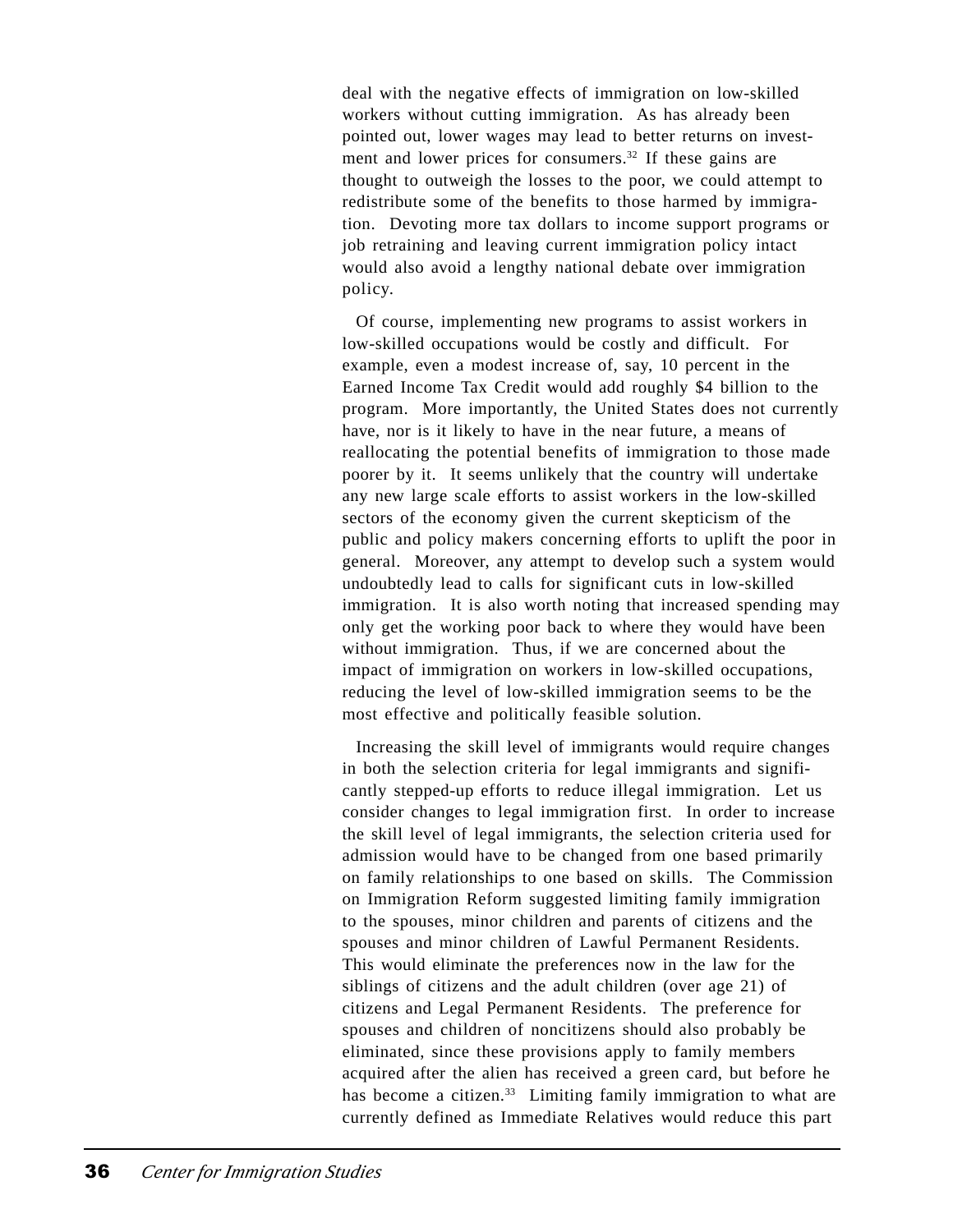deal with the negative effects of immigration on low-skilled workers without cutting immigration. As has already been pointed out, lower wages may lead to better returns on investment and lower prices for consumers.[32] If these gains are thought to outweigh the losses to the poor, we could attempt to redistribute some of the benefits to those harmed by immigration. Devoting more tax dollars to income support programs or job retraining and leaving current immigration policy intact would also avoid a lengthy national debate over immigration policy.

Of course, implementing new programs to assist workers in low-skilled occupations would be costly and difficult. For example, even a modest increase of, say, 10 percent in the Earned Income Tax Credit would add roughly $4 billion to the program. More importantly, the United States does not currently have, nor is it likely to have in the near future, a means of reallocating the potential benefits of immigration to those made poorer by it. It seems unlikely that the country will undertake any new large scale efforts to assist workers in the low-skilled sectors of the economy given the current skepticism of the public and policy makers concerning efforts to uplift the poor in general. Moreover, any attempt to develop such a system would undoubtedly lead to calls for significant cuts in low-skilled immigration. It is also worth noting that increased spending may only get the working poor back to where they would have been without immigration. Thus, if we are concerned about the impact of immigration on workers in low-skilled occupations, reducing the level of low-skilled immigration seems to be the most effective and politically feasible solution.

Increasing the skill level of immigrants would require changes in both the selection criteria for legal immigrants and significantly stepped-up efforts to reduce illegal immigration. Let us consider changes to legal immigration first. In order to increase the skill level of legal immigrants, the selection criteria used for admission would have to be changed from one based primarily on family relationships to one based on skills. The Commission on Immigration Reform suggested limiting family immigration to the spouses, minor children and parents of citizens and the spouses and minor children of Lawful Permanent Residents. This would eliminate the preferences now in the law for the siblings of citizens and the adult children (over age 21) of citizens and Legal Permanent Residents. The preference for spouses and children of noncitizens should also probably be eliminated, since these provisions apply to family members acquired after the alien has received a green card, but before he has become a citizen.[33] Limiting family immigration to what are currently defined as Immediate Relatives would reduce this part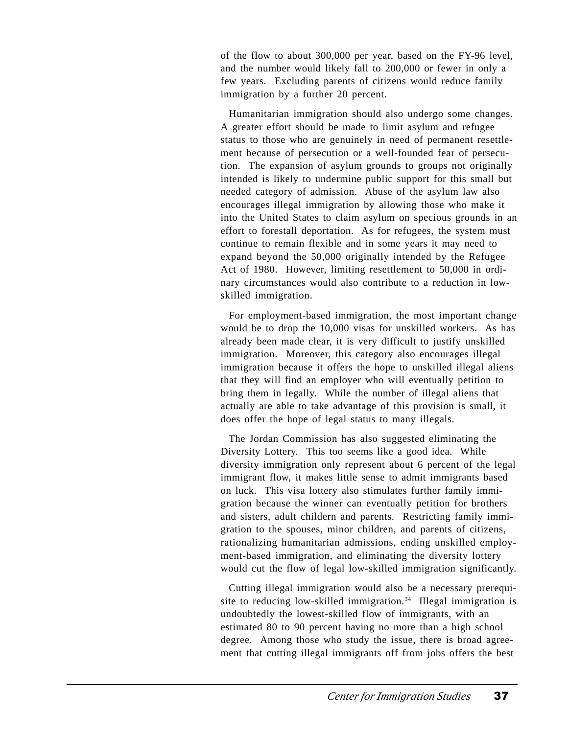of the flow to about 300,000 per year, based on the FY-96 level, and the number would likely fall to 200,000 or fewer in only a few years. Excluding parents of citizens would reduce family immigration by a further 20 percent.

Humanitarian immigration should also undergo some changes. A greater effort should be made to limit asylum and refugee status to those who are genuinely in need of permanent resettlement because of persecution or a well-founded fear of persecution. The expansion of asylum grounds to groups not originally intended is likely to undermine public support for this small but needed category of admission. Abuse of the asylum law also encourages illegal immigration by allowing those who make it into the United States to claim asylum on specious grounds in an effort to forestall deportation. As for refugees, the system must continue to remain flexible and in some years it may need to expand beyond the 50,000 originally intended by the Refugee Act of 1980. However, limiting resettlement to 50,000 in ordinary circumstances would also contribute to a reduction in low-skilled immigration.

For employment-based immigration, the most important change would be to drop the 10,000 visas for unskilled workers. As has already been made clear, it is very difficult to justify unskilled immigration. Moreover, this category also encourages illegal immigration because it offers the hope to unskilled illegal aliens that they will find an employer who will eventually petition to bring them in legally. While the number of illegal aliens that actually are able to take advantage of this provision is small, it does offer the hope of legal status to many illegals.

The Jordan Commission has also suggested eliminating the Diversity Lottery. This too seems like a good idea. While diversity immigration only represent about 6 percent of the legal immigrant flow, it makes little sense to admit immigrants based on luck. This visa lottery also stimulates further family immigration because the winner can eventually petition for brothers and sisters, adult childern and parents. Restricting family immigration to the spouses, minor children, and parents of citizens, rationalizing humanitarian admissions, ending unskilled employment-based immigration, and eliminating the diversity lottery would cut the flow of legal low-skilled immigration significantly.

Cutting illegal immigration would also be a necessary prerequisite to reducing low-skilled immigration.[34] Illegal immigration is undoubtedly the lowest-skilled flow of immigrants, with an estimated 80 to 90 percent having no more than a high school degree. Among those who study the issue, there is broad agreement that cutting illegal immigrants off from jobs offers the best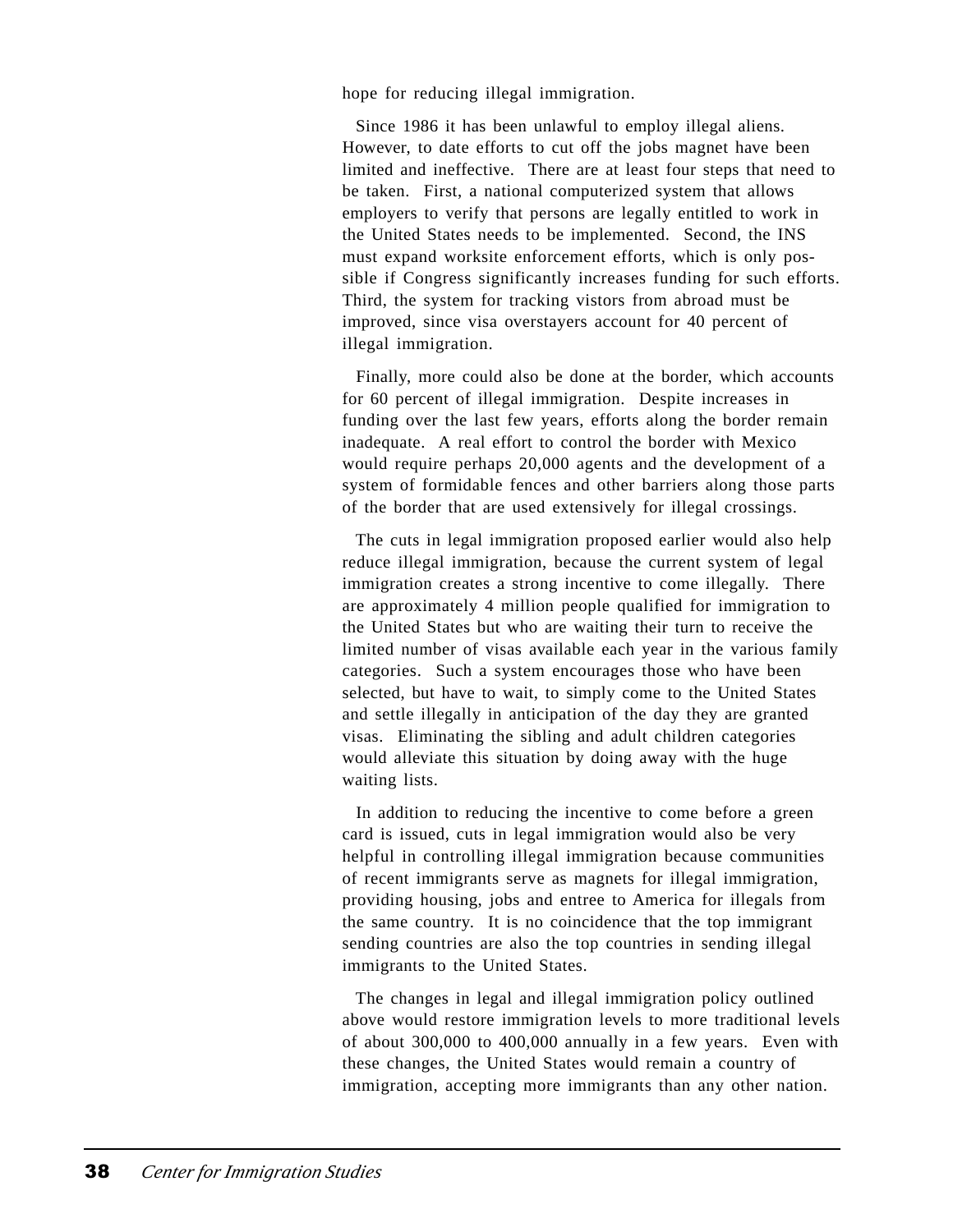hope for reducing illegal immigration.

Since 1986 it has been unlawful to employ illegal aliens. However, to date efforts to cut off the jobs magnet have been limited and ineffective. There are at least four steps that need to be taken. First, a national computerized system that allows employers to verify that persons are legally entitled to work in the United States needs to be implemented. Second, the INS must expand worksite enforcement efforts, which is only possible if Congress significantly increases funding for such efforts. Third, the system for tracking vistors from abroad must be improved, since visa overstayers account for 40 percent of illegal immigration.

Finally, more could also be done at the border, which accounts for 60 percent of illegal immigration. Despite increases in funding over the last few years, efforts along the border remain inadequate. A real effort to control the border with Mexico would require perhaps 20,000 agents and the development of a system of formidable fences and other barriers along those parts of the border that are used extensively for illegal crossings.

The cuts in legal immigration proposed earlier would also help reduce illegal immigration, because the current system of legal immigration creates a strong incentive to come illegally. There are approximately 4 million people qualified for immigration to the United States but who are waiting their turn to receive the limited number of visas available each year in the various family categories. Such a system encourages those who have been selected, but have to wait, to simply come to the United States and settle illegally in anticipation of the day they are granted visas. Eliminating the sibling and adult children categories would alleviate this situation by doing away with the huge waiting lists.

In addition to reducing the incentive to come before a green card is issued, cuts in legal immigration would also be very helpful in controlling illegal immigration because communities of recent immigrants serve as magnets for illegal immigration, providing housing, jobs and entree to America for illegals from the same country. It is no coincidence that the top immigrant sending countries are also the top countries in sending illegal immigrants to the United States.

The changes in legal and illegal immigration policy outlined above would restore immigration levels to more traditional levels of about 300,000 to 400,000 annually in a few years. Even with these changes, the United States would remain a country of immigration, accepting more immigrants than any other nation.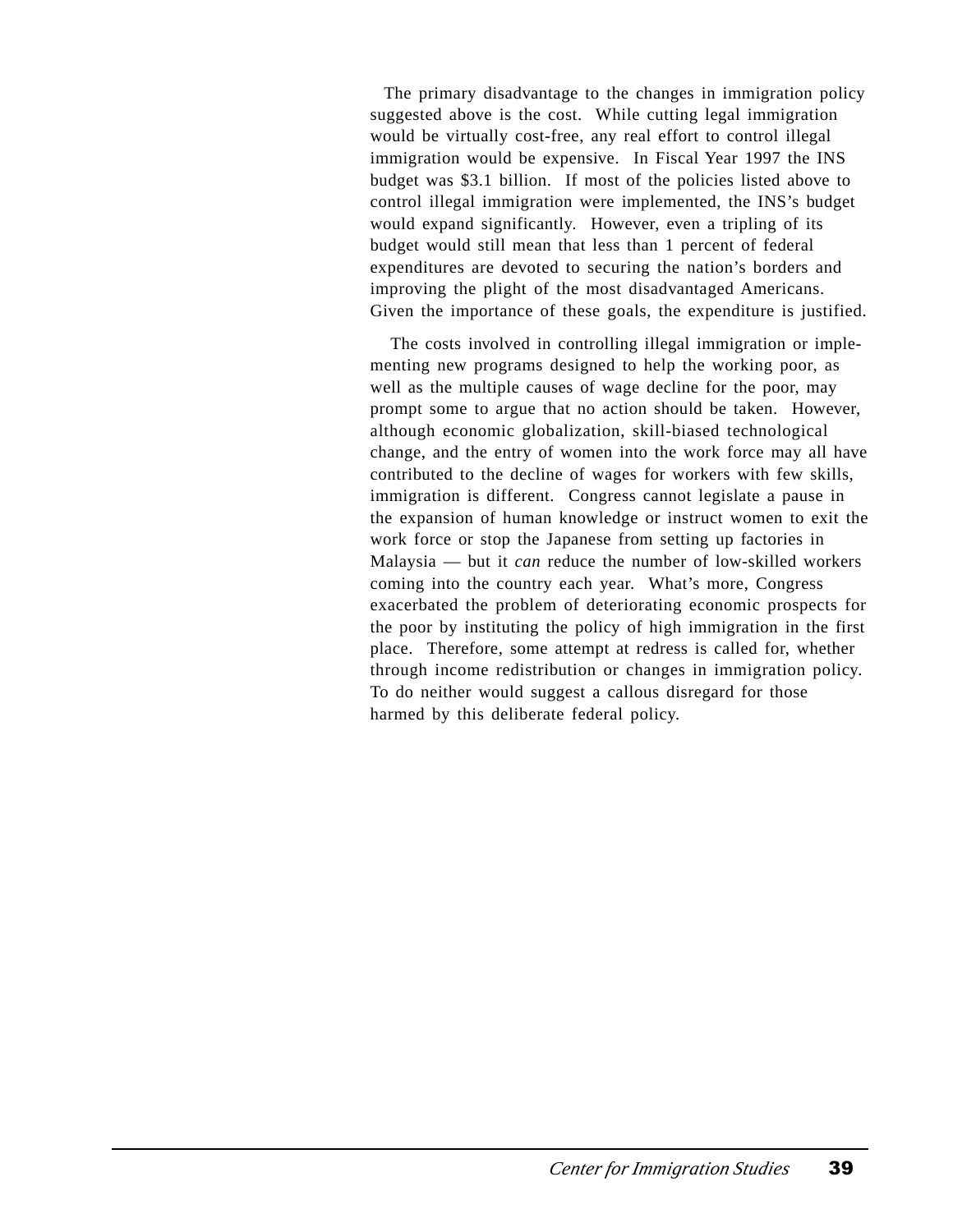The primary disadvantage to the changes in immigration policy suggested above is the cost. While cutting legal immigration would be virtually cost-free, any real effort to control illegal immigration would be expensive. In Fiscal Year 1997 the INS budget was $3.1 billion. If most of the policies listed above to control illegal immigration were implemented, the INS's budget would expand significantly. However, even a tripling of its budget would still mean that less than 1 percent of federal expenditures are devoted to securing the nation's borders and improving the plight of the most disadvantaged Americans. Given the importance of these goals, the expenditure is justified.

The costs involved in controlling illegal immigration or implementing new programs designed to help the working poor, as well as the multiple causes of wage decline for the poor, may prompt some to argue that no action should be taken. However, although economic globalization, skill-biased technological change, and the entry of women into the work force may all have contributed to the decline of wages for workers with few skills, immigration is different. Congress cannot legislate a pause in the expansion of human knowledge or instruct women to exit the work force or stop the Japanese from setting up factories in Malaysia — but it *can* reduce the number of low-skilled workers coming into the country each year. What's more, Congress exacerbated the problem of deteriorating economic prospects for the poor by instituting the policy of high immigration in the first place. Therefore, some attempt at redress is called for, whether through income redistribution or changes in immigration policy. To do neither would suggest a callous disregard for those harmed by this deliberate federal policy.